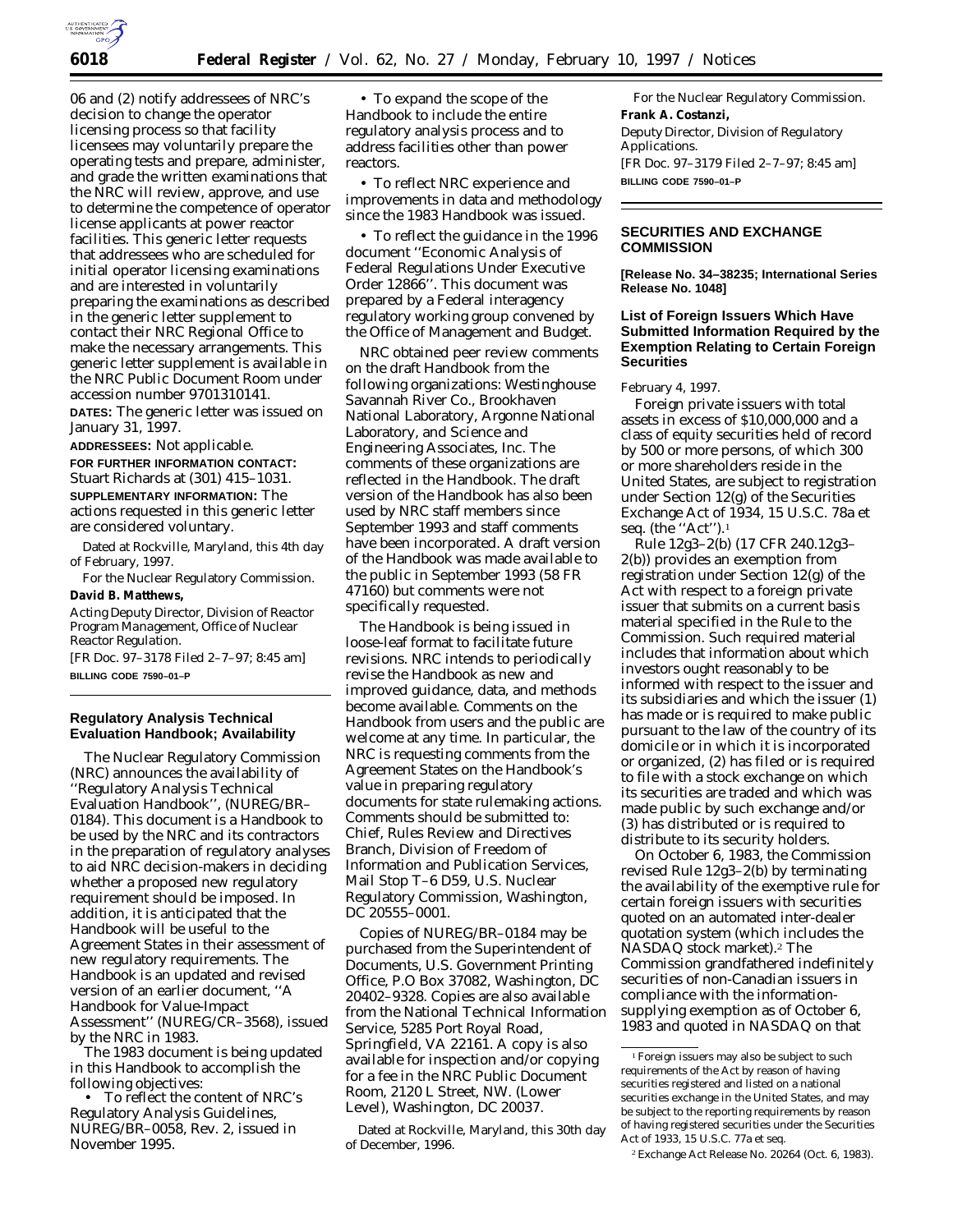06 and (2) notify addressees of NRC's decision to change the operator licensing process so that facility licensees may voluntarily prepare the operating tests and prepare, administer, and grade the written examinations that the NRC will review, approve, and use to determine the competence of operator license applicants at power reactor facilities. This generic letter requests that addressees who are scheduled for initial operator licensing examinations and are interested in voluntarily preparing the examinations as described in the generic letter supplement to contact their NRC Regional Office to make the necessary arrangements. This generic letter supplement is available in the NRC Public Document Room under accession number 9701310141.

**DATES:** The generic letter was issued on January 31, 1997.

**ADDRESSEES:** Not applicable.

**FOR FURTHER INFORMATION CONTACT:** Stuart Richards at (301) 415–1031.

**SUPPLEMENTARY INFORMATION:** The actions requested in this generic letter are considered voluntary.

Dated at Rockville, Maryland, this 4th day of February, 1997.

For the Nuclear Regulatory Commission.

**David B. Matthews,**

*Acting Deputy Director, Division of Reactor Program Management, Office of Nuclear Reactor Regulation.*

[FR Doc. 97–3178 Filed 2–7–97; 8:45 am]

**BILLING CODE 7590–01–P**

## Regulatory Analysis Technical Evaluation Handbook; Availability

The Nuclear Regulatory Commission (NRC) announces the availability of ''Regulatory Analysis Technical Evaluation Handbook'', (NUREG/BR–0184). This document is a Handbook to be used by the NRC and its contractors in the preparation of regulatory analyses to aid NRC decision-makers in deciding whether a proposed new regulatory requirement should be imposed. In addition, it is anticipated that the Handbook will be useful to the Agreement States in their assessment of new regulatory requirements. The Handbook is an updated and revised version of an earlier document, ''A Handbook for Value-Impact Assessment'' (NUREG/CR–3568), issued by the NRC in 1983.

The 1983 document is being updated in this Handbook to accomplish the following objectives:

- To reflect the content of NRC's Regulatory Analysis Guidelines, NUREG/BR–0058, Rev. 2, issued in November 1995.
- To expand the scope of the Handbook to include the entire regulatory analysis process and to address facilities other than power reactors.
- To reflect NRC experience and improvements in data and methodology since the 1983 Handbook was issued.
- To reflect the guidance in the 1996 document ''Economic Analysis of Federal Regulations Under Executive Order 12866''. This document was prepared by a Federal interagency regulatory working group convened by the Office of Management and Budget.

NRC obtained peer review comments on the draft Handbook from the following organizations: Westinghouse Savannah River Co., Brookhaven National Laboratory, Argonne National Laboratory, and Science and Engineering Associates, Inc. The comments of these organizations are reflected in the Handbook. The draft version of the Handbook has also been used by NRC staff members since September 1993 and staff comments have been incorporated. A draft version of the Handbook was made available to the public in September 1993 (58 FR 47160) but comments were not specifically requested.

The Handbook is being issued in loose-leaf format to facilitate future revisions. NRC intends to periodically revise the Handbook as new and improved guidance, data, and methods become available. Comments on the Handbook from users and the public are welcome at any time. In particular, the NRC is requesting comments from the Agreement States on the Handbook's value in preparing regulatory documents for state rulemaking actions. Comments should be submitted to: Chief, Rules Review and Directives Branch, Division of Freedom of Information and Publication Services, Mail Stop T–6 D59, U.S. Nuclear Regulatory Commission, Washington, DC 20555–0001.

Copies of NUREG/BR–0184 may be purchased from the Superintendent of Documents, U.S. Government Printing Office, P.O Box 37082, Washington, DC 20402–9328. Copies are also available from the National Technical Information Service, 5285 Port Royal Road, Springfield, VA 22161. A copy is also available for inspection and/or copying for a fee in the NRC Public Document Room, 2120 L Street, NW. (Lower Level), Washington, DC 20037.

Dated at Rockville, Maryland, this 30th day of December, 1996.

For the Nuclear Regulatory Commission.

**Frank A. Costanzi,**

*Deputy Director, Division of Regulatory Applications.*

[FR Doc. 97–3179 Filed 2–7–97; 8:45 am]

**BILLING CODE 7590–01–P**

# SECURITIES AND EXCHANGE COMMISSION

**[Release No. 34–38235; International Series Release No. 1048]**

## List of Foreign Issuers Which Have Submitted Information Required by the Exemption Relating to Certain Foreign Securities

February 4, 1997.

Foreign private issuers with total assets in excess of $10,000,000 and a class of equity securities held of record by 500 or more persons, of which 300 or more shareholders reside in the United States, are subject to registration under Section 12(g) of the Securities Exchange Act of 1934, 15 U.S.C. 78a et seq. (the ''Act'').[1]

Rule 12g3–2(b) (17 CFR 240.12g3–2(b)) provides an exemption from registration under Section 12(g) of the Act with respect to a foreign private issuer that submits on a current basis material specified in the Rule to the Commission. Such required material includes that information about which investors ought reasonably to be informed with respect to the issuer and its subsidiaries and which the issuer (1) has made or is required to make public pursuant to the law of the country of its domicile or in which it is incorporated or organized, (2) has filed or is required to file with a stock exchange on which its securities are traded and which was made public by such exchange and/or (3) has distributed or is required to distribute to its security holders.

On October 6, 1983, the Commission revised Rule 12g3–2(b) by terminating the availability of the exemptive rule for certain foreign issuers with securities quoted on an automated inter-dealer quotation system (which includes the NASDAQ stock market).[2] The Commission grandfathered indefinitely securities of non-Canadian issuers in compliance with the information-supplying exemption as of October 6, 1983 and quoted in NASDAQ on that

[1] Foreign issuers may also be subject to such requirements of the Act by reason of having securities registered and listed on a national securities exchange in the United States, and may be subject to the reporting requirements by reason of having registered securities under the Securities Act of 1933, 15 U.S.C. 77a et seq.

[2] Exchange Act Release No. 20264 (Oct. 6, 1983).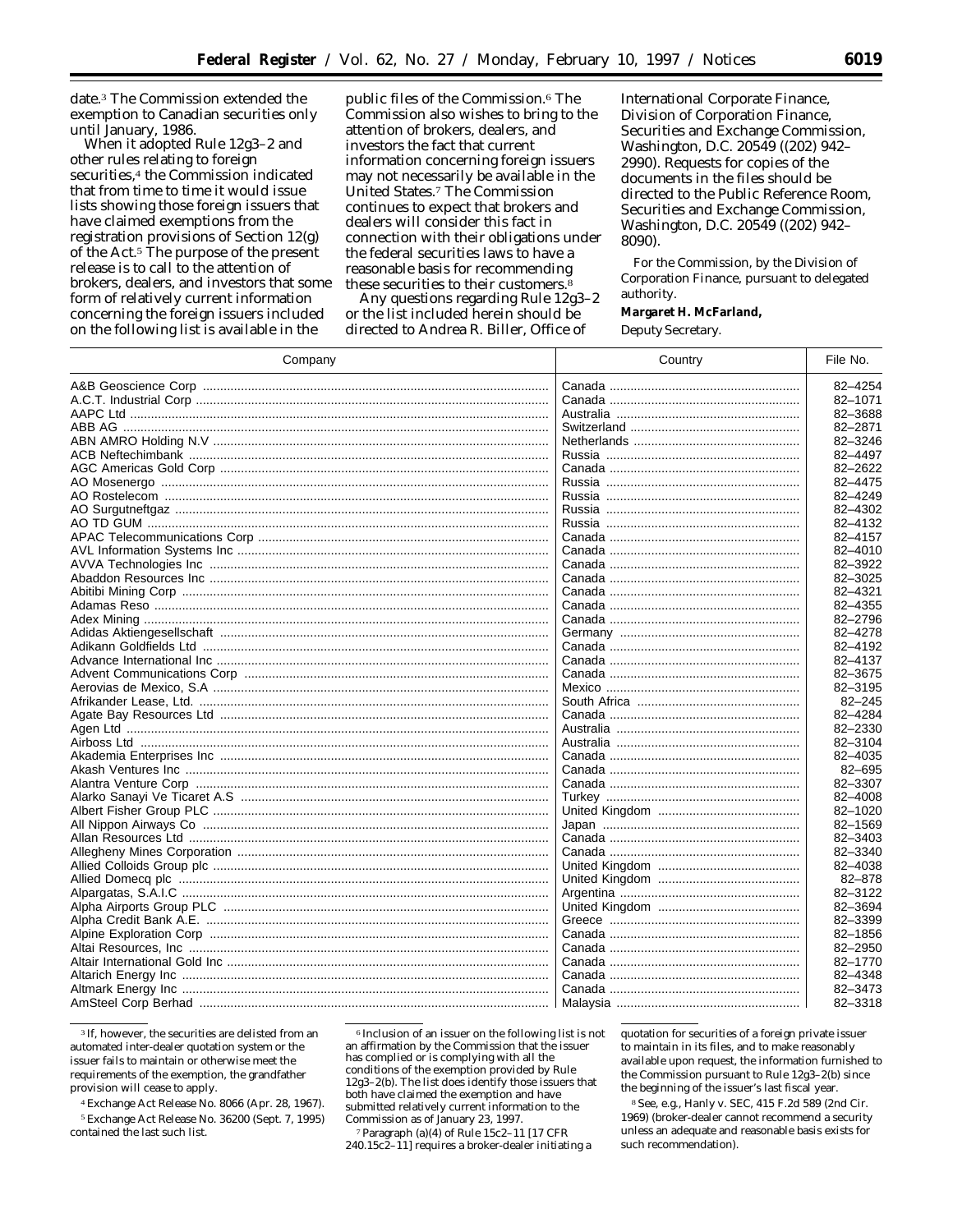date.[3] The Commission extended the exemption to Canadian securities only until January, 1986.

When it adopted Rule 12g3–2 and other rules relating to foreign securities,[4] the Commission indicated that from time to time it would issue lists showing those foreign issuers that have claimed exemptions from the registration provisions of Section 12(g) of the Act.[5] The purpose of the present release is to call to the attention of brokers, dealers, and investors that some form of relatively current information concerning the foreign issuers included on the following list is available in the public files of the Commission.[6] The Commission also wishes to bring to the attention of brokers, dealers, and investors the fact that current information concerning foreign issuers may not necessarily be available in the United States.[7] The Commission continues to expect that brokers and dealers will consider this fact in connection with their obligations under the federal securities laws to have a reasonable basis for recommending these securities to their customers.[8]

Any questions regarding Rule 12g3–2 or the list included herein should be directed to Andrea R. Biller, Office of International Corporate Finance, Division of Corporation Finance, Securities and Exchange Commission, Washington, D.C. 20549 ((202) 942–2990). Requests for copies of the documents in the files should be directed to the Public Reference Room, Securities and Exchange Commission, Washington, D.C. 20549 ((202) 942–8090).

For the Commission, by the Division of Corporation Finance, pursuant to delegated authority.

**Margaret H. McFarland,**

*Deputy Secretary.*

| Company | Country | File No. |
|---|---|---|
| A&B Geoscience Corp | Canada | 82–4254 |
| A.C.T. Industrial Corp | Canada | 82–1071 |
| AAPC Ltd | Australia | 82–3688 |
| ABB AG | Switzerland | 82–2871 |
| ABN AMRO Holding N.V | Netherlands | 82–3246 |
| ACB Neftechimbank | Russia | 82–4497 |
| AGC Americas Gold Corp | Canada | 82–2622 |
| AO Mosenergo | Russia | 82–4475 |
| AO Rostelecom | Russia | 82–4249 |
| AO Surgutneftgaz | Russia | 82–4302 |
| AO TD GUM | Russia | 82–4132 |
| APAC Telecommunications Corp | Canada | 82–4157 |
| AVL Information Systems Inc | Canada | 82–4010 |
| AVVA Technologies Inc | Canada | 82–3922 |
| Abaddon Resources Inc | Canada | 82–3025 |
| Abitibi Mining Corp | Canada | 82–4321 |
| Adamas Reso | Canada | 82–4355 |
| Adex Mining | Canada | 82–2796 |
| Adidas Aktiengesellschaft | Germany | 82–4278 |
| Adikann Goldfields Ltd | Canada | 82–4192 |
| Advance International Inc | Canada | 82–4137 |
| Advent Communications Corp | Canada | 82–3675 |
| Aerovias de Mexico, S.A | Mexico | 82–3195 |
| Afrikander Lease, Ltd. | South Africa | 82–245 |
| Agate Bay Resources Ltd | Canada | 82–4284 |
| Agen Ltd | Australia | 82–2330 |
| Airboss Ltd | Australia | 82–3104 |
| Akademia Enterprises Inc | Canada | 82–4035 |
| Akash Ventures Inc | Canada | 82–695 |
| Alantra Venture Corp | Canada | 82–3307 |
| Alarko Sanayi Ve Ticaret A.S | Turkey | 82–4008 |
| Albert Fisher Group PLC | United Kingdom | 82–1020 |
| All Nippon Airways Co | Japan | 82–1569 |
| Allan Resources Ltd | Canada | 82–3403 |
| Allegheny Mines Corporation | Canada | 82–3340 |
| Allied Colloids Group plc | United Kingdom | 82–4038 |
| Allied Domecq plc | United Kingdom | 82–878 |
| Alpargatas, S.A.I.C | Argentina | 82–3122 |
| Alpha Airports Group PLC | United Kingdom | 82–3694 |
| Alpha Credit Bank A.E. | Greece | 82–3399 |
| Alpine Exploration Corp | Canada | 82–1856 |
| Altai Resources, Inc | Canada | 82–2950 |
| Altair International Gold Inc | Canada | 82–1770 |
| Altarich Energy Inc | Canada | 82–4348 |
| Altmark Energy Inc | Canada | 82–3473 |
| AmSteel Corp Berhad | Malaysia | 82–3318 |

[3] If, however, the securities are delisted from an automated inter-dealer quotation system or the issuer fails to maintain or otherwise meet the requirements of the exemption, the grandfather provision will cease to apply.

[4] Exchange Act Release No. 8066 (Apr. 28, 1967).

[5] Exchange Act Release No. 36200 (Sept. 7, 1995) contained the last such list.

[6] Inclusion of an issuer on the following list is not an affirmation by the Commission that the issuer has complied or is complying with all the conditions of the exemption provided by Rule 12g3–2(b). The list does identify those issuers that both have claimed the exemption and have submitted relatively current information to the Commission as of January 23, 1997.

[7] Paragraph (a)(4) of Rule 15c2–11 [17 CFR 240.15c2–11] requires a broker-dealer initiating a quotation for securities of a foreign private issuer to maintain in its files, and to make reasonably available upon request, the information furnished to the Commission pursuant to Rule 12g3–2(b) since the beginning of the issuer's last fiscal year.

[8] See, e.g., Hanly v. SEC, 415 F.2d 589 (2nd Cir. 1969) (broker-dealer cannot recommend a security unless an adequate and reasonable basis exists for such recommendation).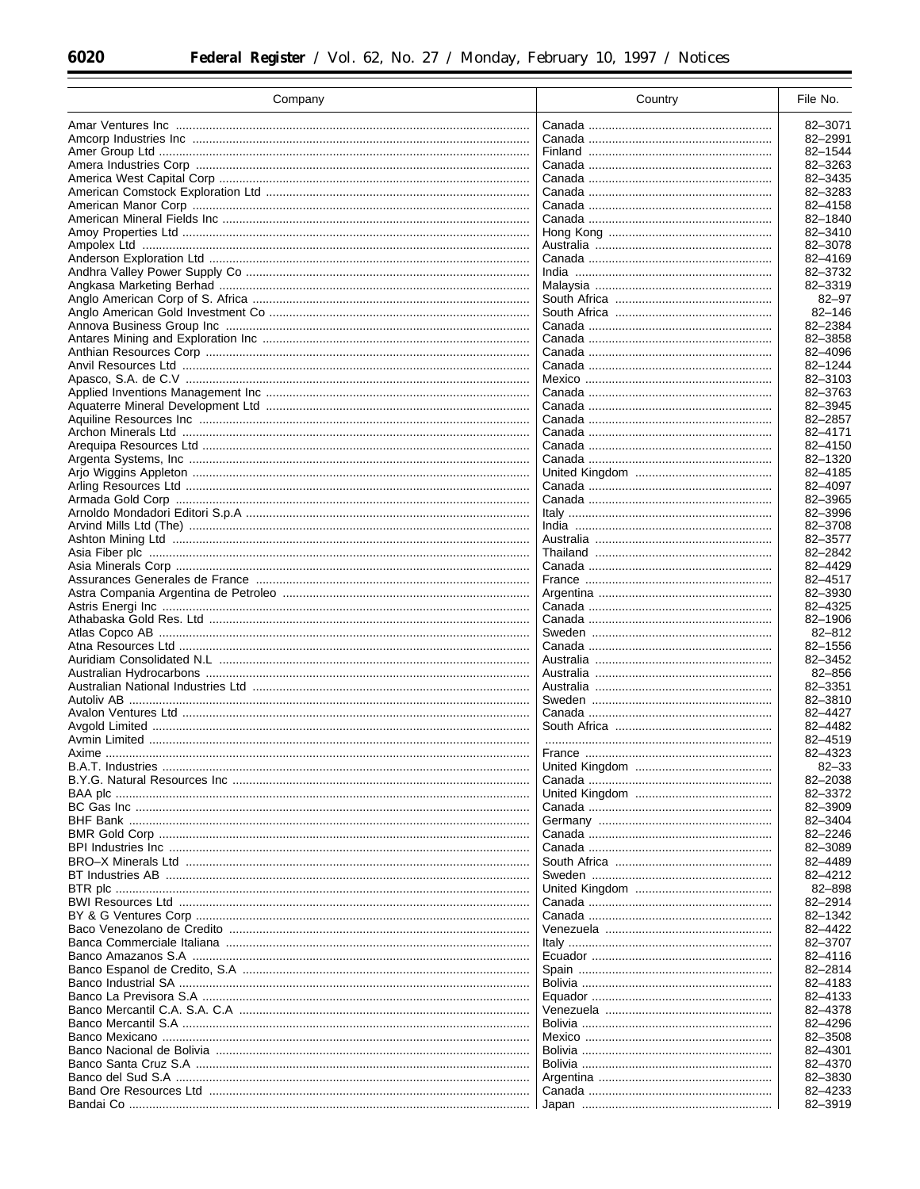| Company | Country | File No. |
|---|---|---|
| Amar Ventures Inc | Canada | 82–3071 |
| Amcorp Industries Inc | Canada | 82–2991 |
| Amer Group Ltd | Finland | 82–1544 |
| Amera Industries Corp | Canada | 82–3263 |
| America West Capital Corp | Canada | 82–3435 |
| American Comstock Exploration Ltd | Canada | 82–3283 |
| American Manor Corp | Canada | 82–4158 |
| American Mineral Fields Inc | Canada | 82–1840 |
| Amoy Properties Ltd | Hong Kong | 82–3410 |
| Ampolex Ltd | Australia | 82–3078 |
| Anderson Exploration Ltd | Canada | 82–4169 |
| Andhra Valley Power Supply Co | India | 82–3732 |
| Angkasa Marketing Berhad | Malaysia | 82–3319 |
| Anglo American Corp of S. Africa | South Africa | 82–97 |
| Anglo American Gold Investment Co | South Africa | 82–146 |
| Annova Business Group Inc | Canada | 82–2384 |
| Antares Mining and Exploration Inc | Canada | 82–3858 |
| Anthian Resources Corp | Canada | 82–4096 |
| Anvil Resources Ltd | Canada | 82–1244 |
| Apasco, S.A. de C.V | Mexico | 82–3103 |
| Applied Inventions Management Inc | Canada | 82–3763 |
| Aquaterre Mineral Development Ltd | Canada | 82–3945 |
| Aquiline Resources Inc | Canada | 82–2857 |
| Archon Minerals Ltd | Canada | 82–4171 |
| Arequipa Resources Ltd | Canada | 82–4150 |
| Argenta Systems, Inc | Canada | 82–1320 |
| Arjo Wiggins Appleton | United Kingdom | 82–4185 |
| Arling Resources Ltd | Canada | 82–4097 |
| Armada Gold Corp | Canada | 82–3965 |
| Arnoldo Mondadori Editori S.p.A | Italy | 82–3996 |
| Arvind Mills Ltd (The) | India | 82–3708 |
| Ashton Mining Ltd | Australia | 82–3577 |
| Asia Fiber plc | Thailand | 82–2842 |
| Asia Minerals Corp | Canada | 82–4429 |
| Assurances Generales de France | France | 82–4517 |
| Astra Compania Argentina de Petroleo | Argentina | 82–3930 |
| Astris Energi Inc | Canada | 82–4325 |
| Athabaska Gold Res. Ltd | Canada | 82–1906 |
| Atlas Copco AB | Sweden | 82–812 |
| Atna Resources Ltd | Canada | 82–1556 |
| Auridiam Consolidated N.L | Australia | 82–3452 |
| Australian Hydrocarbons | Australia | 82–856 |
| Australian National Industries Ltd | Australia | 82–3351 |
| Autoliv AB | Sweden | 82–3810 |
| Avalon Ventures Ltd | Canada | 82–4427 |
| Avgold Limited | South Africa | 82–4482 |
| Avmin Limited | | 82–4519 |
| Axime | France | 82–4323 |
| B.A.T. Industries | United Kingdom | 82–33 |
| B.Y.G. Natural Resources Inc | Canada | 82–2038 |
| BAA plc | United Kingdom | 82–3372 |
| BC Gas Inc | Canada | 82–3909 |
| BHF Bank | Germany | 82–3404 |
| BMR Gold Corp | Canada | 82–2246 |
| BPI Industries Inc | Canada | 82–3089 |
| BRO–X Minerals Ltd | South Africa | 82–4489 |
| BT Industries AB | Sweden | 82–4212 |
| BTR plc | United Kingdom | 82–898 |
| BWI Resources Ltd | Canada | 82–2914 |
| BY & G Ventures Corp | Canada | 82–1342 |
| Baco Venezolano de Credito | Venezuela | 82–4422 |
| Banca Commerciale Italiana | Italy | 82–3707 |
| Banco Amazanos S.A | Ecuador | 82–4116 |
| Banco Espanol de Credito, S.A | Spain | 82–2814 |
| Banco Industrial SA | Bolivia | 82–4183 |
| Banco La Previsora S.A | Equador | 82–4133 |
| Banco Mercantil C.A. S.A. C.A | Venezuela | 82–4378 |
| Banco Mercantil S.A | Bolivia | 82–4296 |
| Banco Mexicano | Mexico | 82–3508 |
| Banco Nacional de Bolivia | Bolivia | 82–4301 |
| Banco Santa Cruz S.A | Bolivia | 82–4370 |
| Banco del Sud S.A | Argentina | 82–3830 |
| Band Ore Resources Ltd | Canada | 82–4233 |
| Bandai Co | Japan | 82–3919 |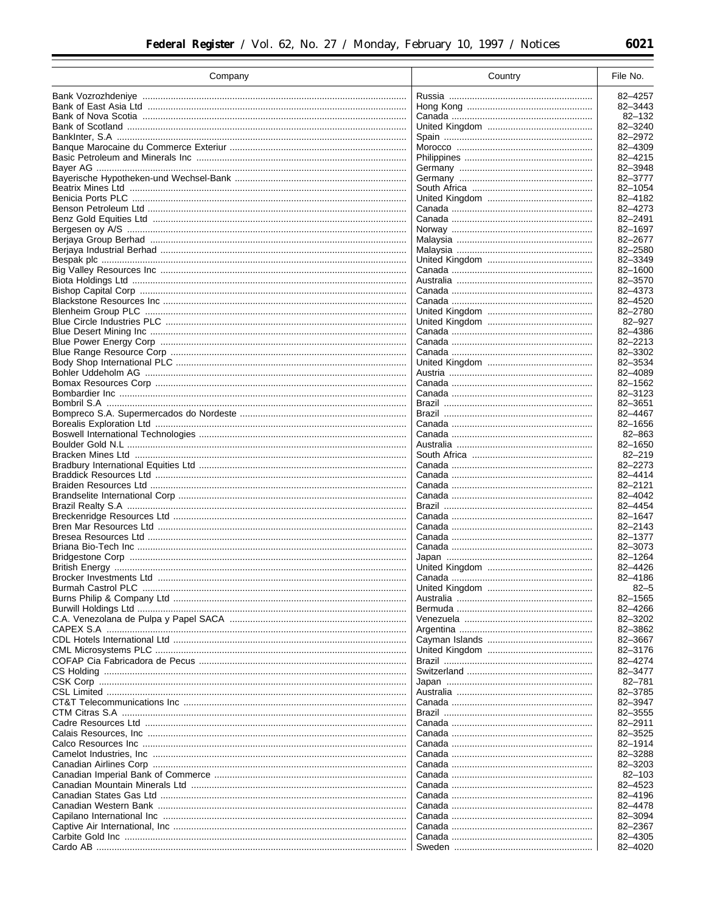| Company | Country | File No. |
| --- | --- | --- |
| Bank Vozrozhdeniye | Russia | 82–4257 |
| Bank of East Asia Ltd | Hong Kong | 82–3443 |
| Bank of Nova Scotia | Canada | 82–132 |
| Bank of Scotland | United Kingdom | 82–3240 |
| BankInter, S.A | Spain | 82–2972 |
| Banque Marocaine du Commerce Exterieur | Morocco | 82–4309 |
| Basic Petroleum and Minerals Inc | Philippines | 82–4215 |
| Bayer AG | Germany | 82–3948 |
| Bayerische Hypotheken-und Wechsel-Bank | Germany | 82–3777 |
| Beatrix Mines Ltd | South Africa | 82–1054 |
| Benicia Ports PLC | United Kingdom | 82–4182 |
| Benson Petroleum Ltd | Canada | 82–4273 |
| Benz Gold Equities Ltd | Canada | 82–2491 |
| Bergesen oy A/S | Norway | 82–1697 |
| Berjaya Group Berhad | Malaysia | 82–2677 |
| Berjaya Industrial Berhad | Malaysia | 82–2580 |
| Bespak plc | United Kingdom | 82–3349 |
| Big Valley Resources Inc | Canada | 82–1600 |
| Biota Holdings Ltd | Australia | 82–3570 |
| Bishop Capital Corp | Canada | 82–4373 |
| Blackstone Resources Inc | Canada | 82–4520 |
| Blenheim Group PLC | United Kingdom | 82–2780 |
| Blue Circle Industries PLC | United Kingdom | 82–927 |
| Blue Desert Mining Inc | Canada | 82–4386 |
| Blue Power Energy Corp | Canada | 82–2213 |
| Blue Range Resource Corp | Canada | 82–3302 |
| Body Shop International PLC | United Kingdom | 82–3534 |
| Bohler Uddeholm AG | Austria | 82–4089 |
| Bomax Resources Corp | Canada | 82–1562 |
| Bombardier Inc | Canada | 82–3123 |
| Bombril S.A | Brazil | 82–3651 |
| Bompreco S.A. Supermercados do Nordeste | Brazil | 82–4467 |
| Borealis Exploration Ltd | Canada | 82–1656 |
| Boswell International Technologies | Canada | 82–863 |
| Boulder Gold N.L | Australia | 82–1650 |
| Bracken Mines Ltd | South Africa | 82–219 |
| Bradbury International Equities Ltd | Canada | 82–2273 |
| Braddick Resources Ltd | Canada | 82–4414 |
| Braiden Resources Ltd | Canada | 82–2121 |
| Brandselite International Corp | Canada | 82–4042 |
| Brazil Realty S.A | Brazil | 82–4454 |
| Breckenridge Resources Ltd | Canada | 82–1647 |
| Bren Mar Resources Ltd | Canada | 82–2143 |
| Bresea Resources Ltd | Canada | 82–1377 |
| Briana Bio-Tech Inc | Canada | 82–3073 |
| Bridgestone Corp | Japan | 82–1264 |
| British Energy | United Kingdom | 82–4426 |
| Brocker Investments Ltd | Canada | 82–4186 |
| Burmah Castrol PLC | United Kingdom | 82–5 |
| Burns Philip & Company Ltd | Australia | 82–1565 |
| Burwill Holdings Ltd | Bermuda | 82–4266 |
| C.A. Venezolana de Pulpa y Papel SACA | Venezuela | 82–3202 |
| CAPEX S.A | Argentina | 82–3862 |
| CDL Hotels International Ltd | Cayman Islands | 82–3667 |
| CML Microsystems PLC | United Kingdom | 82–3176 |
| COFAP Cia Fabricadora de Pecus | Brazil | 82–4274 |
| CS Holding | Switzerland | 82–3477 |
| CSK Corp | Japan | 82–781 |
| CSL Limited | Australia | 82–3785 |
| CT&T Telecommunications Inc | Canada | 82–3947 |
| CTM Citras S.A | Brazil | 82–3555 |
| Cadre Resources Ltd | Canada | 82–2911 |
| Calais Resources, Inc | Canada | 82–3525 |
| Calco Resources Inc | Canada | 82–1914 |
| Camelot Industries, Inc | Canada | 82–3288 |
| Canadian Airlines Corp | Canada | 82–3203 |
| Canadian Imperial Bank of Commerce | Canada | 82–103 |
| Canadian Mountain Minerals Ltd | Canada | 82–4523 |
| Canadian States Gas Ltd | Canada | 82–4196 |
| Canadian Western Bank | Canada | 82–4478 |
| Capilano International Inc | Canada | 82–3094 |
| Captive Air International, Inc | Canada | 82–2367 |
| Carbite Gold Inc | Canada | 82–4305 |
| Cardo AB | Sweden | 82–4020 |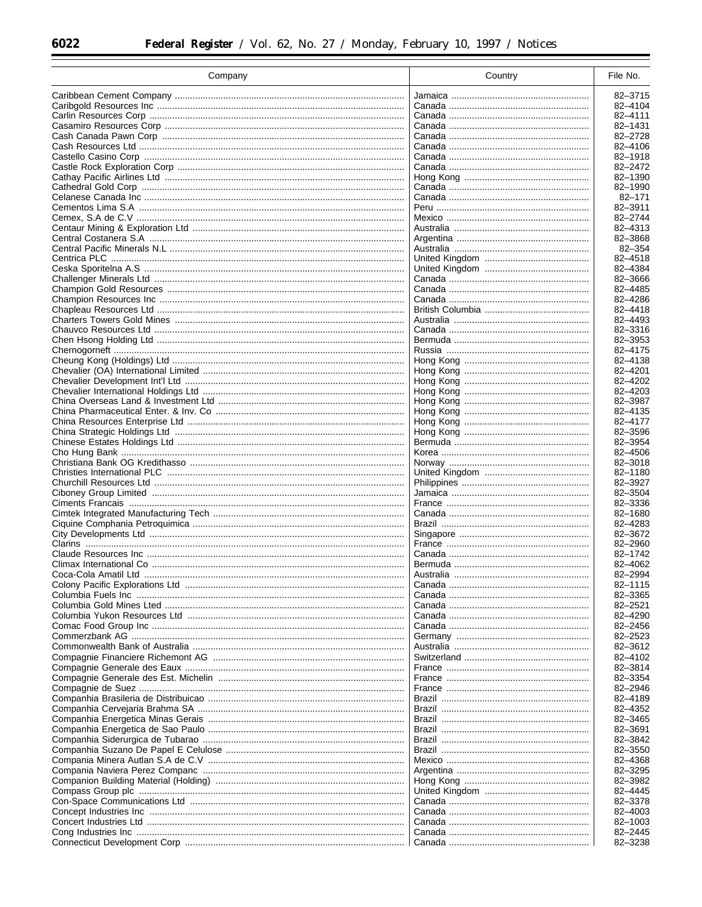| Company | Country | File No. |
|---|---|---|
| Caribbean Cement Company | Jamaica | 82–3715 |
| Caribgold Resources Inc | Canada | 82–4104 |
| Carlin Resources Corp | Canada | 82–4111 |
| Casamiro Resources Corp | Canada | 82–1431 |
| Cash Canada Pawn Corp | Canada | 82–2728 |
| Cash Resources Ltd | Canada | 82–4106 |
| Castello Casino Corp | Canada | 82–1918 |
| Castle Rock Exploration Corp | Canada | 82–2472 |
| Cathay Pacific Airlines Ltd | Hong Kong | 82–1390 |
| Cathedral Gold Corp | Canada | 82–1990 |
| Celanese Canada Inc | Canada | 82–171 |
| Cementos Lima S.A | Peru | 82–3911 |
| Cemex, S.A de C.V | Mexico | 82–2744 |
| Centaur Mining & Exploration Ltd | Australia | 82–4313 |
| Central Costanera S.A | Argentina | 82–3868 |
| Central Pacific Minerals N.L | Australia | 82–354 |
| Centrica PLC | United Kingdom | 82–4518 |
| Ceska Sporitelna A.S | United Kingdom | 82–4384 |
| Challenger Minerals Ltd | Canada | 82–3666 |
| Champion Gold Resources | Canada | 82–4485 |
| Champion Resources Inc | Canada | 82–4286 |
| Chapleau Resources Ltd | British Columbia | 82–4418 |
| Charters Towers Gold Mines | Australia | 82–4493 |
| Chauvco Resources Ltd | Canada | 82–3316 |
| Chen Hsong Holding Ltd | Bermuda | 82–3953 |
| Chernogorneft | Russia | 82–4175 |
| Cheung Kong (Holdings) Ltd | Hong Kong | 82–4138 |
| Chevalier (OA) International Limited | Hong Kong | 82–4201 |
| Chevalier Development Int'l Ltd | Hong Kong | 82–4202 |
| Chevalier International Holdings Ltd | Hong Kong | 82–4203 |
| China Overseas Land & Investment Ltd | Hong Kong | 82–3987 |
| China Pharmaceutical Enter. & Inv. Co | Hong Kong | 82–4135 |
| China Resources Enterprise Ltd | Hong Kong | 82–4177 |
| China Strategic Holdings Ltd | Hong Kong | 82–3596 |
| Chinese Estates Holdings Ltd | Bermuda | 82–3954 |
| Cho Hung Bank | Korea | 82–4506 |
| Christiana Bank OG Kredithasso | Norway | 82–3018 |
| Christies International PLC | United Kingdom | 82–1180 |
| Churchill Resources Ltd | Philippines | 82–3927 |
| Ciboney Group Limited | Jamaica | 82–3504 |
| Ciments Francais | France | 82–3336 |
| Cimtek Integrated Manufacturing Tech | Canada | 82–1680 |
| Ciquine Comphania Petroquimica | Brazil | 82–4283 |
| City Developments Ltd | Singapore | 82–3672 |
| Clarins | France | 82–2960 |
| Claude Resources Inc | Canada | 82–1742 |
| Climax International Co | Bermuda | 82–4062 |
| Coca-Cola Amatil Ltd | Australia | 82–2994 |
| Colony Pacific Explorations Ltd | Canada | 82–1115 |
| Columbia Fuels Inc | Canada | 82–3365 |
| Columbia Gold Mines Ltd | Canada | 82–2521 |
| Columbia Yukon Resources Ltd | Canada | 82–4290 |
| Comac Food Group Inc | Canada | 82–2456 |
| Commerzbank AG | Germany | 82–2523 |
| Commonwealth Bank of Australia | Australia | 82–3612 |
| Compagnie Financiere Richemont AG | Switzerland | 82–4102 |
| Compagnie Generale des Eaux | France | 82–3814 |
| Compagnie Generale des Est. Michelin | France | 82–3354 |
| Compagnie de Suez | France | 82–2946 |
| Companhia Brasileria de Distribuicao | Brazil | 82–4189 |
| Companhia Cervejaria Brahma SA | Brazil | 82–4352 |
| Companhia Energetica Minas Gerais | Brazil | 82–3465 |
| Companhia Energetica de Sao Paulo | Brazil | 82–3691 |
| Companhia Siderurgica de Tubarao | Brazil | 82–3842 |
| Companhia Suzano De Papel E Celulose | Brazil | 82–3550 |
| Compania Minera Autlan S.A de C.V | Mexico | 82–4368 |
| Compania Naviera Perez Companc | Argentina | 82–3295 |
| Companion Building Material (Holding) | Hong Kong | 82–3982 |
| Compass Group plc | United Kingdom | 82–4445 |
| Con-Space Communications Ltd | Canada | 82–3378 |
| Concept Industries Inc | Canada | 82–4003 |
| Concert Industries Ltd | Canada | 82–1003 |
| Cong Industries Inc | Canada | 82–2445 |
| Connecticut Development Corp | Canada | 82–3238 |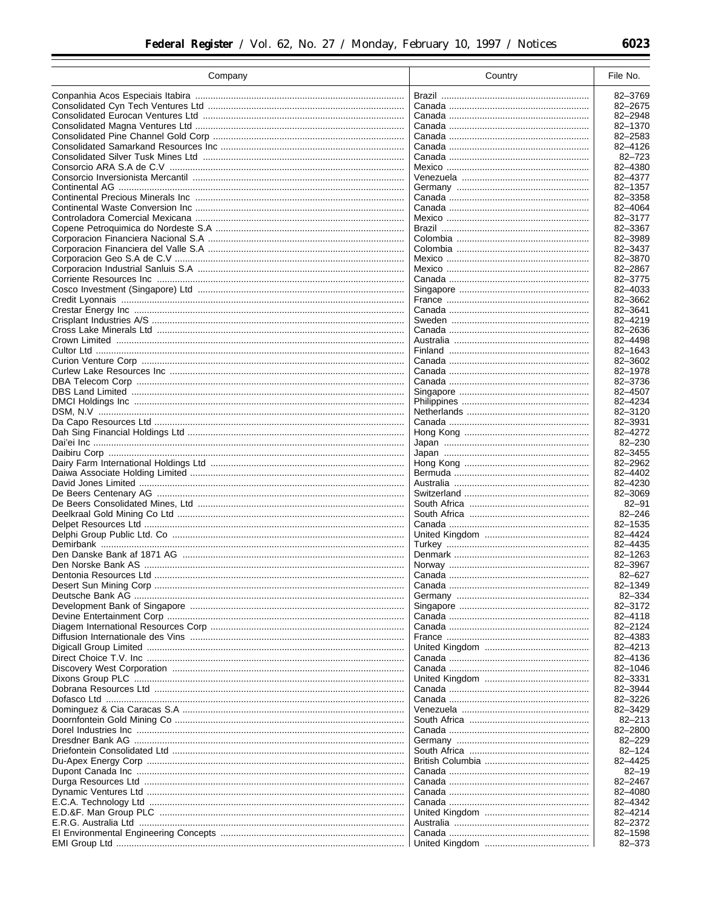| Company | Country | File No. |
| --- | --- | --- |
| Conpanhia Acos Especiais Itabira | Brazil | 82–3769 |
| Consolidated Cyn Tech Ventures Ltd | Canada | 82–2675 |
| Consolidated Eurocan Ventures Ltd | Canada | 82–2948 |
| Consolidated Magna Ventures Ltd | Canada | 82–1370 |
| Consolidated Pine Channel Gold Corp | Canada | 82–2583 |
| Consolidated Samarkand Resources Inc | Canada | 82–4126 |
| Consolidated Silver Tusk Mines Ltd | Canada | 82–723 |
| Consorcio ARA S.A de C.V | Mexico | 82–4380 |
| Consorcio Inversionista Mercantil | Venezuela | 82–4377 |
| Continental AG | Germany | 82–1357 |
| Continental Precious Minerals Inc | Canada | 82–3358 |
| Continental Waste Conversion Inc | Canada | 82–4064 |
| Controladora Comercial Mexicana | Mexico | 82–3177 |
| Copene Petroquimica do Nordeste S.A | Brazil | 82–3367 |
| Corporacion Financiera Nacional S.A | Colombia | 82–3989 |
| Corporacion Financiera del Valle S.A | Colombia | 82–3437 |
| Corporacion Geo S.A de C.V | Mexico | 82–3870 |
| Corporacion Industrial Sanluis S.A | Mexico | 82–2867 |
| Corriente Resources Inc | Canada | 82–3775 |
| Cosco Investment (Singapore) Ltd | Singapore | 82–4033 |
| Credit Lyonnais | France | 82–3662 |
| Crestar Energy Inc | Canada | 82–3641 |
| Crisplant Industries A/S | Sweden | 82–4219 |
| Cross Lake Minerals Ltd | Canada | 82–2636 |
| Crown Limited | Australia | 82–4498 |
| Cultor Ltd | Finland | 82–1643 |
| Curion Venture Corp | Canada | 82–3602 |
| Curlew Lake Resources Inc | Canada | 82–1978 |
| DBA Telecom Corp | Canada | 82–3736 |
| DBS Land Limited | Singapore | 82–4507 |
| DMCI Holdings Inc | Philippines | 82–4234 |
| DSM, N.V | Netherlands | 82–3120 |
| Da Capo Resources Ltd | Canada | 82–3931 |
| Dah Sing Financial Holdings Ltd | Hong Kong | 82–4272 |
| Dai'ei Inc | Japan | 82–230 |
| Daibiru Corp | Japan | 82–3455 |
| Dairy Farm International Holdings Ltd | Hong Kong | 82–2962 |
| Daiwa Associate Holding Limited | Bermuda | 82–4402 |
| David Jones Limited | Australia | 82–4230 |
| De Beers Centenary AG | Switzerland | 82–3069 |
| De Beers Consolidated Mines, Ltd | South Africa | 82–91 |
| Deelkraal Gold Mining Co Ltd | South Africa | 82–246 |
| Delpet Resources Ltd | Canada | 82–1535 |
| Delphi Group Public Ltd. Co | United Kingdom | 82–4424 |
| Demirbank | Turkey | 82–4435 |
| Den Danske Bank af 1871 AG | Denmark | 82–1263 |
| Den Norske Bank AS | Norway | 82–3967 |
| Dentonia Resources Ltd | Canada | 82–627 |
| Desert Sun Mining Corp | Canada | 82–1349 |
| Deutsche Bank AG | Germany | 82–334 |
| Development Bank of Singapore | Singapore | 82–3172 |
| Devine Entertainment Corp | Canada | 82–4118 |
| Diagem International Resources Corp | Canada | 82–2124 |
| Diffusion Internationale des Vins | France | 82–4383 |
| Digicall Group Limited | United Kingdom | 82–4213 |
| Direct Choice T.V. Inc | Canada | 82–4136 |
| Discovery West Corporation | Canada | 82–1046 |
| Dixons Group PLC | United Kingdom | 82–3331 |
| Dobrana Resources Ltd | Canada | 82–3944 |
| Dofasco Ltd | Canada | 82–3226 |
| Dominguez & Cia Caracas S.A | Venezuela | 82–3429 |
| Doornfontein Gold Mining Co | South Africa | 82–213 |
| Dorel Industries Inc | Canada | 82–2800 |
| Dresdner Bank AG | Germany | 82–229 |
| Driefontein Consolidated Ltd | South Africa | 82–124 |
| Du-Apex Energy Corp | British Columbia | 82–4425 |
| Dupont Canada Inc | Canada | 82–19 |
| Durga Resources Ltd | Canada | 82–2467 |
| Dynamic Ventures Ltd | Canada | 82–4080 |
| E.C.A. Technology Ltd | Canada | 82–4342 |
| E.D.&F. Man Group PLC | United Kingdom | 82–4214 |
| E.R.G. Australia Ltd | Australia | 82–2372 |
| EI Environmental Engineering Concepts | Canada | 82–1598 |
| EMI Group Ltd | United Kingdom | 82–373 |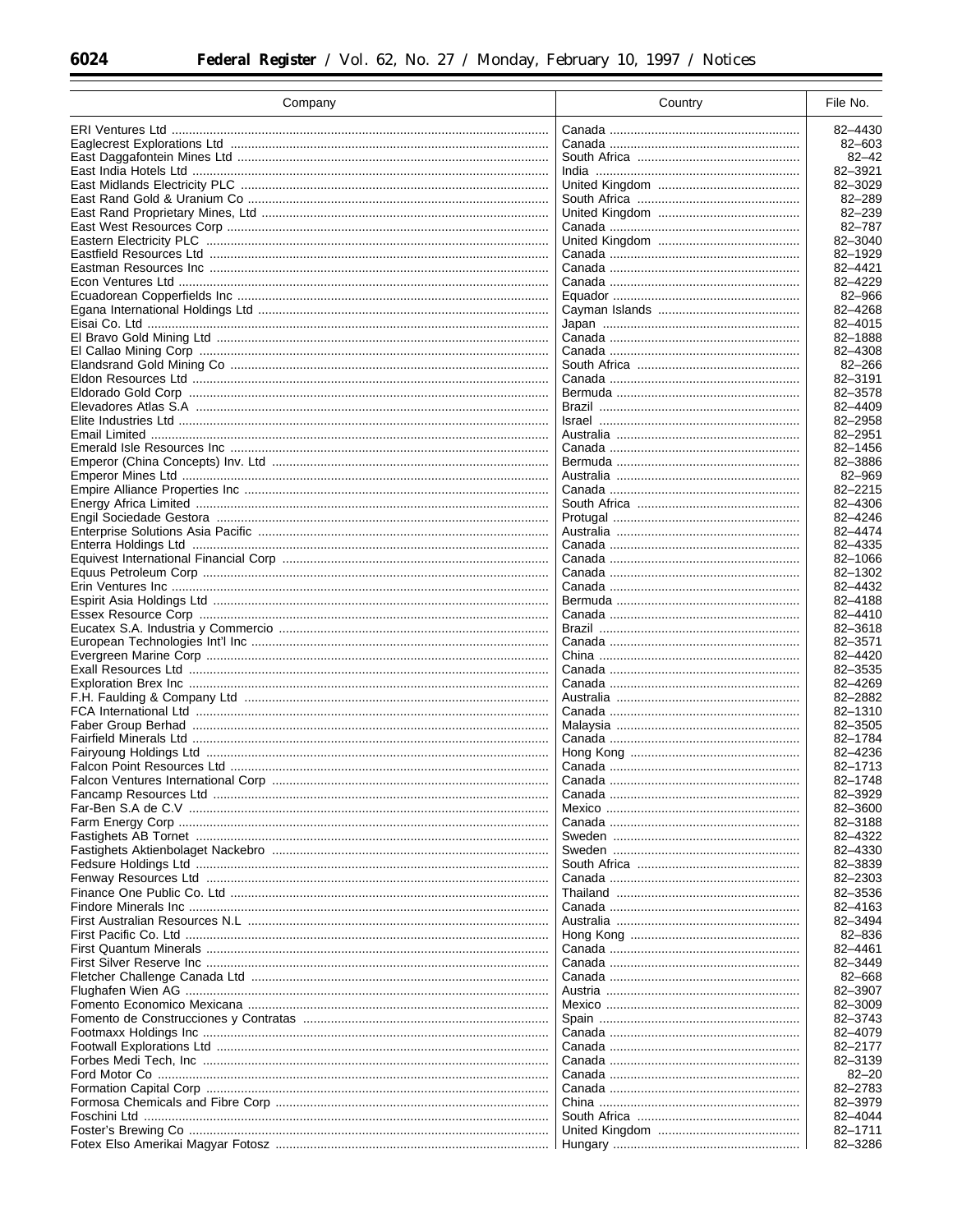| Company | Country | File No. |
|---|---|---|
| ERI Ventures Ltd | Canada | 82–4430 |
| Eaglecrest Explorations Ltd | Canada | 82–603 |
| East Daggafontein Mines Ltd | South Africa | 82–42 |
| East India Hotels Ltd | India | 82–3921 |
| East Midlands Electricity PLC | United Kingdom | 82–3029 |
| East Rand Gold & Uranium Co | South Africa | 82–289 |
| East Rand Proprietary Mines, Ltd | United Kingdom | 82–239 |
| East West Resources Corp | Canada | 82–787 |
| Eastern Electricity PLC | United Kingdom | 82–3040 |
| Eastfield Resources Ltd | Canada | 82–1929 |
| Eastman Resources Inc | Canada | 82–4421 |
| Econ Ventures Ltd | Canada | 82–4229 |
| Ecuadorean Copperfields Inc | Equador | 82–966 |
| Egana International Holdings Ltd | Cayman Islands | 82–4268 |
| Eisai Co. Ltd | Japan | 82–4015 |
| El Bravo Gold Mining Ltd | Canada | 82–1888 |
| El Callao Mining Corp | Canada | 82–4308 |
| Elandsrand Gold Mining Co | South Africa | 82–266 |
| Eldon Resources Ltd | Canada | 82–3191 |
| Eldorado Gold Corp | Canada | 82–3578 |
| Elevadores Atlas S.A | Brazil | 82–4409 |
| Elite Industries Ltd | Israel | 82–2958 |
| Email Limited | Australia | 82–2951 |
| Emerald Isle Resources Inc | Canada | 82–1456 |
| Emperor (China Concepts) Inv. Ltd | Bermuda | 82–3886 |
| Emperor Mines Ltd | Australia | 82–969 |
| Empire Alliance Properties Inc | Canada | 82–2215 |
| Energy Africa Limited | South Africa | 82–4306 |
| Engil Sociedade Gestora | Protugal | 82–4246 |
| Enterprise Solutions Asia Pacific | Australia | 82–4474 |
| Enterra Holdings Ltd | Canada | 82–4335 |
| Equivest International Financial Corp | Canada | 82–1066 |
| Equus Petroleum Corp | Canada | 82–1302 |
| Erin Ventures Inc | Canada | 82–4432 |
| Espirit Asia Holdings Ltd | Bermuda | 82–4188 |
| Essex Resource Corp | Canada | 82–4410 |
| Eucatex S.A. Industria y Commercio | Brazil | 82–3618 |
| European Technologies Int'l Inc | Canada | 82–3571 |
| Evergreen Marine Corp | China | 82–4420 |
| Exall Resources Ltd | Canada | 82–3535 |
| Exploration Brex Inc | Canada | 82–4269 |
| F.H. Faulding & Company Ltd | Australia | 82–2882 |
| FCA International Ltd | Canada | 82–1310 |
| Faber Group Berhad | Malaysia | 82–3505 |
| Fairfield Minerals Ltd | Canada | 82–1784 |
| Fairyoung Holdings Ltd | Hong Kong | 82–4236 |
| Falcon Point Resources Ltd | Canada | 82–1713 |
| Falcon Ventures International Corp | Canada | 82–1748 |
| Fancamp Resources Ltd | Canada | 82–3929 |
| Far-Ben S.A de C.V | Mexico | 82–3600 |
| Farm Energy Corp | Canada | 82–3188 |
| Fastighets AB Tornet | Sweden | 82–4322 |
| Fastighets Aktienbolaget Nackebro | Sweden | 82–4330 |
| Fedsure Holdings Ltd | South Africa | 82–3839 |
| Fenway Resources Ltd | Canada | 82–2303 |
| Finance One Public Co. Ltd | Thailand | 82–3536 |
| Findore Minerals Inc | Canada | 82–4163 |
| First Australian Resources N.L | Australia | 82–3494 |
| First Pacific Co. Ltd | Hong Kong | 82–836 |
| First Quantum Minerals | Canada | 82–4461 |
| First Silver Reserve Inc | Canada | 82–3449 |
| Fletcher Challenge Canada Ltd | Canada | 82–668 |
| Flughafen Wien AG | Austria | 82–3907 |
| Fomento Economico Mexicana | Mexico | 82–3009 |
| Fomento de Construcciones y Contratas | Spain | 82–3743 |
| Footmaxx Holdings Inc | Canada | 82–4079 |
| Footwall Explorations Ltd | Canada | 82–2177 |
| Forbes Medi Tech, Inc | Canada | 82–3139 |
| Ford Motor Co | Canada | 82–20 |
| Formation Capital Corp | Canada | 82–2783 |
| Formosa Chemicals and Fibre Corp | China | 82–3979 |
| Foschini Ltd | South Africa | 82–4044 |
| Foster's Brewing Co | United Kingdom | 82–1711 |
| Fotex Elso Amerikai Magyar Fotosz | Hungary | 82–3286 |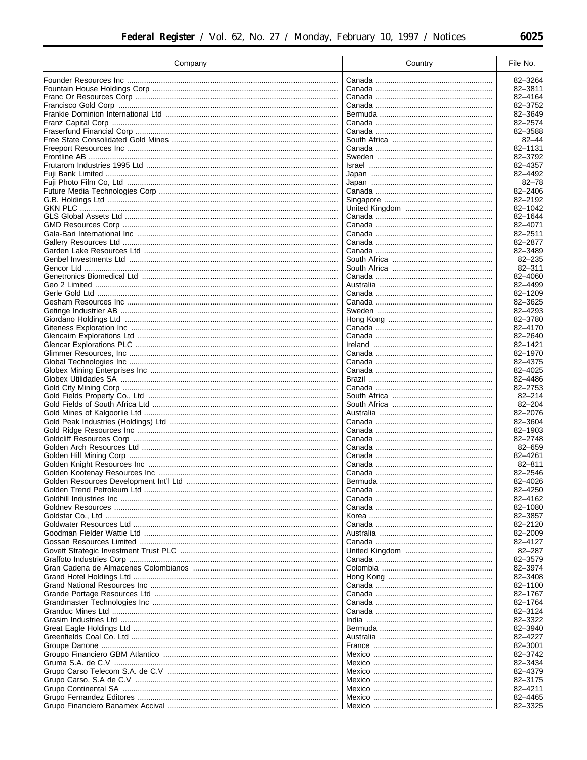| Company | Country | File No. |
|---|---|---|
| Founder Resources Inc | Canada | 82–3264 |
| Fountain House Holdings Corp | Canada | 82–3811 |
| Franc Or Resources Corp | Canada | 82–4164 |
| Francisco Gold Corp | Canada | 82–3752 |
| Frankie Dominion International Ltd | Bermuda | 82–3649 |
| Franz Capital Corp | Canada | 82–2574 |
| Fraserfund Financial Corp | Canada | 82–3588 |
| Free State Consolidated Gold Mines | South Africa | 82–44 |
| Freeport Resources Inc | Canada | 82–1131 |
| Frontline AB | Sweden | 82–3792 |
| Frutarom Industries 1995 Ltd | Israel | 82–4357 |
| Fuji Bank Limited | Japan | 82–4492 |
| Fuji Photo Film Co, Ltd | Japan | 82–78 |
| Future Media Technologies Corp | Canada | 82–2406 |
| G.B. Holdings Ltd | Singapore | 82–2192 |
| GKN PLC | United Kingdom | 82–1042 |
| GLS Global Assets Ltd | Canada | 82–1644 |
| GMD Resources Corp | Canada | 82–4071 |
| Gala-Bari International Inc | Canada | 82–2511 |
| Gallery Resources Ltd | Canada | 82–2877 |
| Garden Lake Resources Ltd | Canada | 82–3489 |
| Genbel Investments Ltd | South Africa | 82–235 |
| Gencor Ltd | South Africa | 82–311 |
| Genetronics Biomedical Ltd | Canada | 82–4060 |
| Geo 2 Limited | Australia | 82–4499 |
| Gerle Gold Ltd | Canada | 82–1209 |
| Gesham Resources Inc | Canada | 82–3625 |
| Getinge Industrier AB | Sweden | 82–4293 |
| Giordano Holdings Ltd | Hong Kong | 82–3780 |
| Giteness Exploration Inc | Canada | 82–4170 |
| Glencairn Explorations Ltd | Canada | 82–2640 |
| Glencar Explorations PLC | Ireland | 82–1421 |
| Glimmer Resources, Inc | Canada | 82–1970 |
| Global Technologies Inc | Canada | 82–4375 |
| Globex Mining Enterprises Inc | Canada | 82–4025 |
| Globex Utilidades SA | Brazil | 82–4486 |
| Gold City Mining Corp | Canada | 82–2753 |
| Gold Fields Property Co., Ltd | South Africa | 82–214 |
| Gold Fields of South Africa Ltd | South Africa | 82–204 |
| Gold Mines of Kalgoorlie Ltd | Australia | 82–2076 |
| Gold Peak Industries (Holdings) Ltd | Canada | 82–3604 |
| Gold Ridge Resources Inc | Canada | 82–1903 |
| Goldcliff Resources Corp | Canada | 82–2748 |
| Golden Arch Resources Ltd | Canada | 82–659 |
| Golden Hill Mining Corp | Canada | 82–4261 |
| Golden Knight Resources Inc | Canada | 82–811 |
| Golden Kootenay Resources Inc | Canada | 82–2546 |
| Golden Resources Development Int'l Ltd | Bermuda | 82–4026 |
| Golden Trend Petroleum Ltd | Canada | 82–4250 |
| Goldhill Industries Inc | Canada | 82–4162 |
| Goldnev Resources | Canada | 82–1080 |
| Goldstar Co., Ltd | Korea | 82–3857 |
| Goldwater Resources Ltd | Canada | 82–2120 |
| Goodman Fielder Wattie Ltd | Australia | 82–2009 |
| Gossan Resources Limited | Canada | 82–4127 |
| Govett Strategic Investment Trust PLC | United Kingdom | 82–287 |
| Graffoto Industries Corp | Canada | 82–3579 |
| Gran Cadena de Almacenes Colombianos | Colombia | 82–3974 |
| Grand Hotel Holdings Ltd | Hong Kong | 82–3408 |
| Grand National Resources Inc | Canada | 82–1100 |
| Grande Portage Resources Ltd | Canada | 82–1767 |
| Grandmaster Technologies Inc | Canada | 82–1764 |
| Granduc Mines Ltd | Canada | 82–3124 |
| Grasim Industries Ltd | India | 82–3322 |
| Great Eagle Holdings Ltd | Bermuda | 82–3940 |
| Greenfields Coal Co. Ltd | Australia | 82–4227 |
| Groupe Danone | France | 82–3001 |
| Groupo Financiero GBM Atlantico | Mexico | 82–3742 |
| Gruma S.A. de C.V | Mexico | 82–3434 |
| Grupo Carso Telecom S.A. de C.V | Mexico | 82–4379 |
| Grupo Carso, S.A de C.V | Mexico | 82–3175 |
| Grupo Continental SA | Mexico | 82–4211 |
| Grupo Fernandez Editores | Mexico | 82–4465 |
| Grupo Financiero Banamex Accival | Mexico | 82–3325 |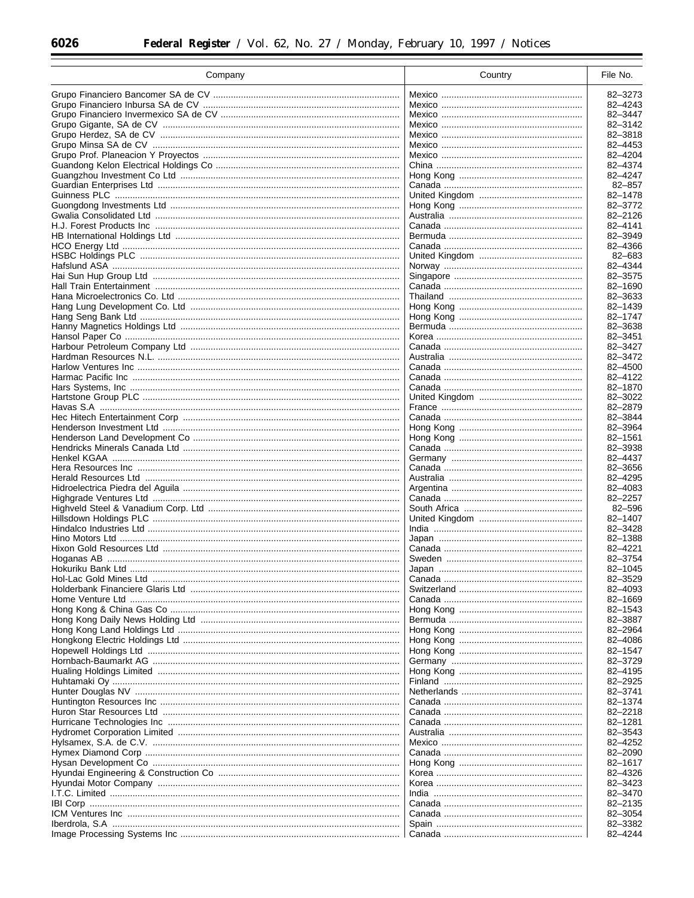| Company | Country | File No. |
|---|---|---|
| Grupo Financiero Bancomer SA de CV | Mexico | 82–3273 |
| Grupo Financiero Inbursa SA de CV | Mexico | 82–4243 |
| Grupo Financiero Invermexico SA de CV | Mexico | 82–3447 |
| Grupo Gigante, SA de CV | Mexico | 82–3142 |
| Grupo Herdez, SA de CV | Mexico | 82–3818 |
| Grupo Minsa SA de CV | Mexico | 82–4453 |
| Grupo Prof. Planeacion Y Proyectos | Mexico | 82–4204 |
| Guandong Kelon Electrical Holdings Co | China | 82–4374 |
| Guangzhou Investment Co Ltd | Hong Kong | 82–4247 |
| Guardian Enterprises Ltd | Canada | 82–857 |
| Guinness PLC | United Kingdom | 82–1478 |
| Guongdong Investments Ltd | Hong Kong | 82–3772 |
| Gwalia Consolidated Ltd | Australia | 82–2126 |
| H.J. Forest Products Inc | Canada | 82–4141 |
| HB International Holdings Ltd | Bermuda | 82–3949 |
| HCO Energy Ltd | Canada | 82–4366 |
| HSBC Holdings PLC | United Kingdom | 82–683 |
| Hafslund ASA | Norway | 82–4344 |
| Hai Sun Hup Group Ltd | Singapore | 82–3575 |
| Hall Train Entertainment | Canada | 82–1690 |
| Hana Microelectronics Co. Ltd | Thailand | 82–3633 |
| Hang Lung Development Co. Ltd | Hong Kong | 82–1439 |
| Hang Seng Bank Ltd | Hong Kong | 82–1747 |
| Hanny Magnetics Holdings Ltd | Bermuda | 82–3638 |
| Hansol Paper Co | Korea | 82–3451 |
| Harbour Petroleum Company Ltd | Canada | 82–3427 |
| Hardman Resources N.L. | Australia | 82–3472 |
| Harlow Ventures Inc | Canada | 82–4500 |
| Harmac Pacific Inc | Canada | 82–4122 |
| Hars Systems, Inc | Canada | 82–1870 |
| Hartstone Group PLC | United Kingdom | 82–3022 |
| Havas S.A | France | 82–2879 |
| Hec Hitech Entertainment Corp | Canada | 82–3844 |
| Henderson Investment Ltd | Hong Kong | 82–3964 |
| Henderson Land Development Co | Hong Kong | 82–1561 |
| Hendricks Minerals Canada Ltd | Canada | 82–3938 |
| Henkel KGAA | Germany | 82–4437 |
| Hera Resources Inc | Canada | 82–3656 |
| Herald Resources Ltd | Australia | 82–4295 |
| Hidroelectrica Piedra del Aguila | Argentina | 82–4083 |
| Highgrade Ventures Ltd | Canada | 82–2257 |
| Highveld Steel & Vanadium Corp. Ltd | South Africa | 82–596 |
| Hillsdown Holdings PLC | United Kingdom | 82–1407 |
| Hindalco Industries Ltd | India | 82–3428 |
| Hino Motors Ltd | Japan | 82–1388 |
| Hixon Gold Resources Ltd | Canada | 82–4221 |
| Hoganas AB | Sweden | 82–3754 |
| Hokuriku Bank Ltd | Japan | 82–1045 |
| Hol-Lac Gold Mines Ltd | Canada | 82–3529 |
| Holderbank Financiere Glaris Ltd | Switzerland | 82–4093 |
| Home Venture Ltd | Canada | 82–1669 |
| Hong Kong & China Gas Co | Hong Kong | 82–1543 |
| Hong Kong Daily News Holding Ltd | Bermuda | 82–3887 |
| Hong Kong Land Holdings Ltd | Hong Kong | 82–2964 |
| Hongkong Electric Holdings Ltd | Hong Kong | 82–4086 |
| Hopewell Holdings Ltd | Hong Kong | 82–1547 |
| Hornbach-Baumarkt AG | Germany | 82–3729 |
| Hualing Holdings Limited | Hong Kong | 82–4195 |
| Huhtamaki Oy | Finland | 82–2925 |
| Hunter Douglas NV | Netherlands | 82–3741 |
| Huntington Resources Inc | Canada | 82–1374 |
| Huron Star Resources Ltd | Canada | 82–2218 |
| Hurricane Technologies Inc | Canada | 82–1281 |
| Hydromet Corporation Limited | Australia | 82–3543 |
| Hylsamex, S.A. de C.V. | Mexico | 82–4252 |
| Hymex Diamond Corp | Canada | 82–2090 |
| Hysan Development Co | Hong Kong | 82–1617 |
| Hyundai Engineering & Construction Co | Korea | 82–4326 |
| Hyundai Motor Company | Korea | 82–3423 |
| I.T.C. Limited | India | 82–3470 |
| IBI Corp | Canada | 82–2135 |
| ICM Ventures Inc | Canada | 82–3054 |
| Iberdrola, S.A | Spain | 82–3382 |
| Image Processing Systems Inc | Canada | 82–4244 |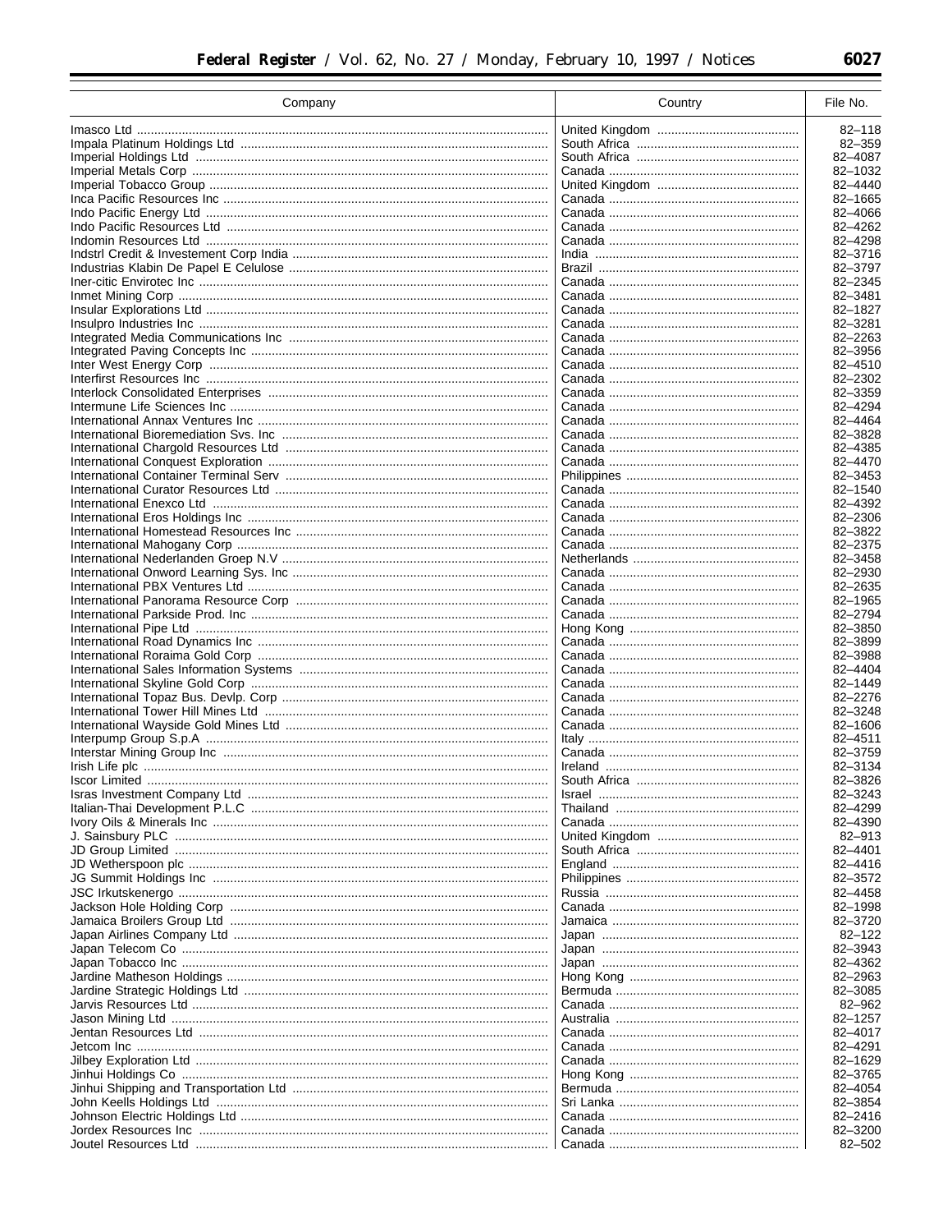| Company | Country | File No. |
|---|---|---|
| Imasco Ltd | United Kingdom | 82–118 |
| Impala Platinum Holdings Ltd | South Africa | 82–359 |
| Imperial Holdings Ltd | South Africa | 82–4087 |
| Imperial Metals Corp | Canada | 82–1032 |
| Imperial Tobacco Group | United Kingdom | 82–4440 |
| Inca Pacific Resources Inc | Canada | 82–1665 |
| Indo Pacific Energy Ltd | Canada | 82–4066 |
| Indo Pacific Resources Ltd | Canada | 82–4262 |
| Indomin Resources Ltd | Canada | 82–4298 |
| Indstrl Credit & Investement Corp India | India | 82–3716 |
| Industrias Klabin De Papel E Celulose | Brazil | 82–3797 |
| Iner-citic Envirotec Inc | Canada | 82–2345 |
| Inmet Mining Corp | Canada | 82–3481 |
| Insular Explorations Ltd | Canada | 82–1827 |
| Insulpro Industries Inc | Canada | 82–3281 |
| Integrated Media Communications Inc | Canada | 82–2263 |
| Integrated Paving Concepts Inc | Canada | 82–3956 |
| Inter West Energy Corp | Canada | 82–4510 |
| Interfirst Resources Inc | Canada | 82–2302 |
| Interlock Consolidated Enterprises | Canada | 82–3359 |
| Intermune Life Sciences Inc | Canada | 82–4294 |
| International Annax Ventures Inc | Canada | 82–4464 |
| International Bioremediation Svs. Inc | Canada | 82–3828 |
| International Chargold Resources Ltd | Canada | 82–4385 |
| International Conquest Exploration | Canada | 82–4470 |
| International Container Terminal Serv | Philippines | 82–3453 |
| International Curator Resources Ltd | Canada | 82–1540 |
| International Enexco Ltd | Canada | 82–4392 |
| International Eros Holdings Inc | Canada | 82–2306 |
| International Homestead Resources Inc | Canada | 82–3822 |
| International Mahogany Corp | Canada | 82–2375 |
| International Nederlanden Groep N.V | Netherlands | 82–3458 |
| International Onword Learning Sys. Inc | Canada | 82–2930 |
| International PBX Ventures Ltd | Canada | 82–2635 |
| International Panorama Resource Corp | Canada | 82–1965 |
| International Parkside Prod. Inc | Canada | 82–2794 |
| International Pipe Ltd | Hong Kong | 82–3850 |
| International Road Dynamics Inc | Canada | 82–3899 |
| International Roraima Gold Corp | Canada | 82–3988 |
| International Sales Information Systems | Canada | 82–4404 |
| International Skyline Gold Corp | Canada | 82–1449 |
| International Topaz Bus. Devlp. Corp | Canada | 82–2276 |
| International Tower Hill Mines Ltd | Canada | 82–3248 |
| International Wayside Gold Mines Ltd | Canada | 82–1606 |
| Interpump Group S.p.A | Italy | 82–4511 |
| Interstar Mining Group Inc | Canada | 82–3759 |
| Irish Life plc | Ireland | 82–3134 |
| Iscor Limited | South Africa | 82–3826 |
| Isras Investment Company Ltd | Israel | 82–3243 |
| Italian-Thai Development P.L.C | Thailand | 82–4299 |
| Ivory Oils & Minerals Inc | Canada | 82–4390 |
| J. Sainsbury PLC | United Kingdom | 82–913 |
| JD Group Limited | South Africa | 82–4401 |
| JD Wetherspoon plc | England | 82–4416 |
| JG Summit Holdings Inc | Philippines | 82–3572 |
| JSC Irkutskenergo | Russia | 82–4458 |
| Jackson Hole Holding Corp | Canada | 82–1998 |
| Jamaica Broilers Group Ltd | Jamaica | 82–3720 |
| Japan Airlines Company Ltd | Japan | 82–122 |
| Japan Telecom Co | Japan | 82–3943 |
| Japan Tobacco Inc | Japan | 82–4362 |
| Jardine Matheson Holdings | Hong Kong | 82–2963 |
| Jardine Strategic Holdings Ltd | Bermuda | 82–3085 |
| Jarvis Resources Ltd | Canada | 82–962 |
| Jason Mining Ltd | Australia | 82–1257 |
| Jentan Resources Ltd | Canada | 82–4017 |
| Jetcom Inc | Canada | 82–4291 |
| Jilbey Exploration Ltd | Canada | 82–1629 |
| Jinhui Holdings Co | Hong Kong | 82–3765 |
| Jinhui Shipping and Transportation Ltd | Bermuda | 82–4054 |
| John Keells Holdings Ltd | Sri Lanka | 82–3854 |
| Johnson Electric Holdings Ltd | Canada | 82–2416 |
| Jordex Resources Inc | Canada | 82–3200 |
| Joutel Resources Ltd | Canada | 82–502 |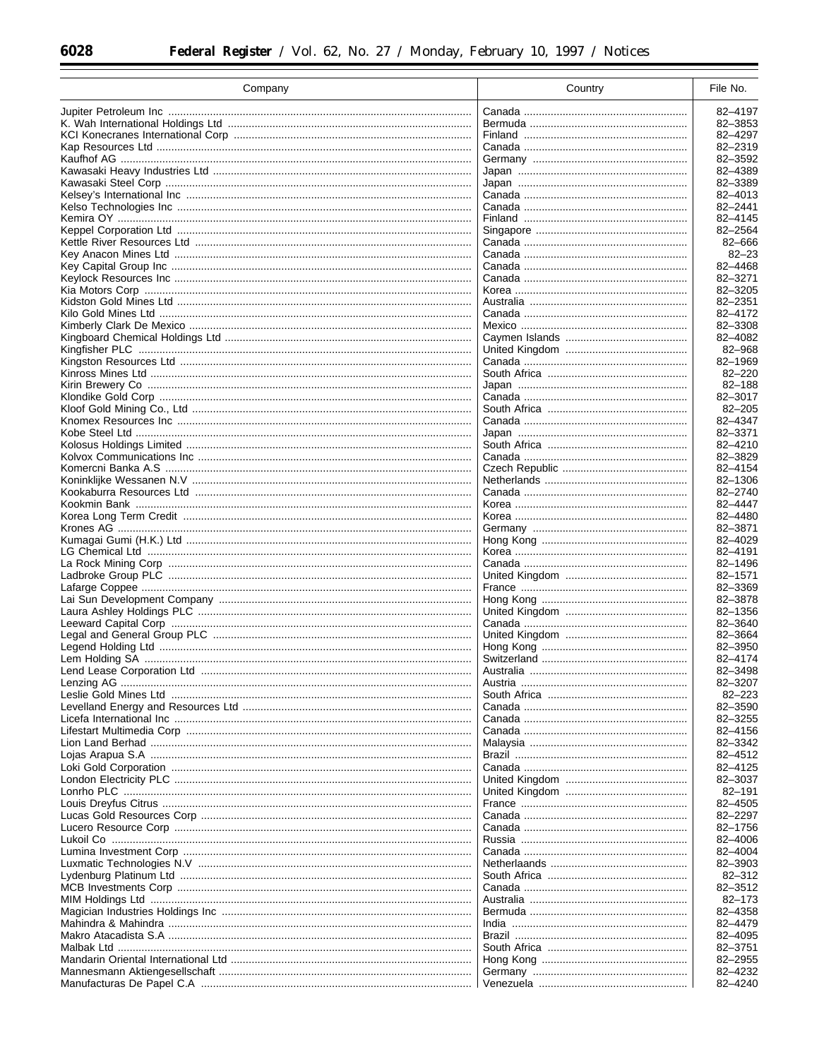| Company | Country | File No. |
|---|---|---|
| Jupiter Petroleum Inc | Canada | 82–4197 |
| K. Wah International Holdings Ltd | Bermuda | 82–3853 |
| KCI Konecranes International Corp | Finland | 82–4297 |
| Kap Resources Ltd | Canada | 82–2319 |
| Kaufhof AG | Germany | 82–3592 |
| Kawasaki Heavy Industries Ltd | Japan | 82–4389 |
| Kawasaki Steel Corp | Japan | 82–3389 |
| Kelsey's International Inc | Canada | 82–4013 |
| Kelso Technologies Inc | Canada | 82–2441 |
| Kemira OY | Finland | 82–4145 |
| Keppel Corporation Ltd | Singapore | 82–2564 |
| Kettle River Resources Ltd | Canada | 82–666 |
| Key Anacon Mines Ltd | Canada | 82–23 |
| Key Capital Group Inc | Canada | 82–4468 |
| Keylock Resources Inc | Canada | 82–3271 |
| Kia Motors Corp | Korea | 82–3205 |
| Kidston Gold Mines Ltd | Australia | 82–2351 |
| Kilo Gold Mines Ltd | Canada | 82–4172 |
| Kimberly Clark De Mexico | Mexico | 82–3308 |
| Kingboard Chemical Holdings Ltd | Caymen Islands | 82–4082 |
| Kingfisher PLC | United Kingdom | 82–968 |
| Kingston Resources Ltd | Canada | 82–1969 |
| Kinross Mines Ltd | South Africa | 82–220 |
| Kirin Brewery Co | Japan | 82–188 |
| Klondike Gold Corp | Canada | 82–3017 |
| Kloof Gold Mining Co., Ltd | South Africa | 82–205 |
| Knomex Resources Inc | Canada | 82–4347 |
| Kobe Steel Ltd | Japan | 82–3371 |
| Kolosus Holdings Limited | South Africa | 82–4210 |
| Kolvox Communications Inc | Canada | 82–3829 |
| Komercni Banka A.S | Czech Republic | 82–4154 |
| Koninklijke Wessanen N.V | Netherlands | 82–1306 |
| Kookaburra Resources Ltd | Canada | 82–2740 |
| Kookmin Bank | Korea | 82–4447 |
| Korea Long Term Credit | Korea | 82–4480 |
| Krones AG | Germany | 82–3871 |
| Kumagai Gumi (H.K.) Ltd | Hong Kong | 82–4029 |
| LG Chemical Ltd | Korea | 82–4191 |
| La Rock Mining Corp | Canada | 82–1496 |
| Ladbroke Group PLC | United Kingdom | 82–1571 |
| Lafarge Coppee | France | 82–3369 |
| Lai Sun Development Company | Hong Kong | 82–3878 |
| Laura Ashley Holdings PLC | United Kingdom | 82–1356 |
| Leeward Capital Corp | Canada | 82–3640 |
| Legal and General Group PLC | United Kingdom | 82–3664 |
| Legend Holding Ltd | Hong Kong | 82–3950 |
| Lem Holding SA | Switzerland | 82–4174 |
| Lend Lease Corporation Ltd | Australia | 82–3498 |
| Lenzing AG | Austria | 82–3207 |
| Leslie Gold Mines Ltd | South Africa | 82–223 |
| Levelland Energy and Resources Ltd | Canada | 82–3590 |
| Licefa International Inc | Canada | 82–3255 |
| Lifestart Multimedia Corp | Canada | 82–4156 |
| Lion Land Berhad | Malaysia | 82–3342 |
| Lojas Arapua S.A | Brazil | 82–4512 |
| Loki Gold Corporation | Canada | 82–4125 |
| London Electricity PLC | United Kingdom | 82–3037 |
| Lonrho PLC | United Kingdom | 82–191 |
| Louis Dreyfus Citrus | France | 82–4505 |
| Lucas Gold Resources Corp | Canada | 82–2297 |
| Lucero Resource Corp | Canada | 82–1756 |
| Lukoil Co | Russia | 82–4006 |
| Lumina Investment Corp | Canada | 82–4004 |
| Luxmatic Technologies N.V | Netheraands | 82–3903 |
| Lydenburg Platinum Ltd | South Africa | 82–312 |
| MCB Investments Corp | Canada | 82–3512 |
| MIM Holdings Ltd | Australia | 82–173 |
| Magician Industries Holdings Inc | Bermuda | 82–4358 |
| Mahindra & Mahindra | India | 82–4479 |
| Makro Atacadista S.A | Brazil | 82–4095 |
| Malbak Ltd | South Africa | 82–3751 |
| Mandarin Oriental International Ltd | Hong Kong | 82–2955 |
| Mannesmann Aktiengesellschaft | Germany | 82–4232 |
| Manufacturas De Papel C.A | Venezuela | 82–4240 |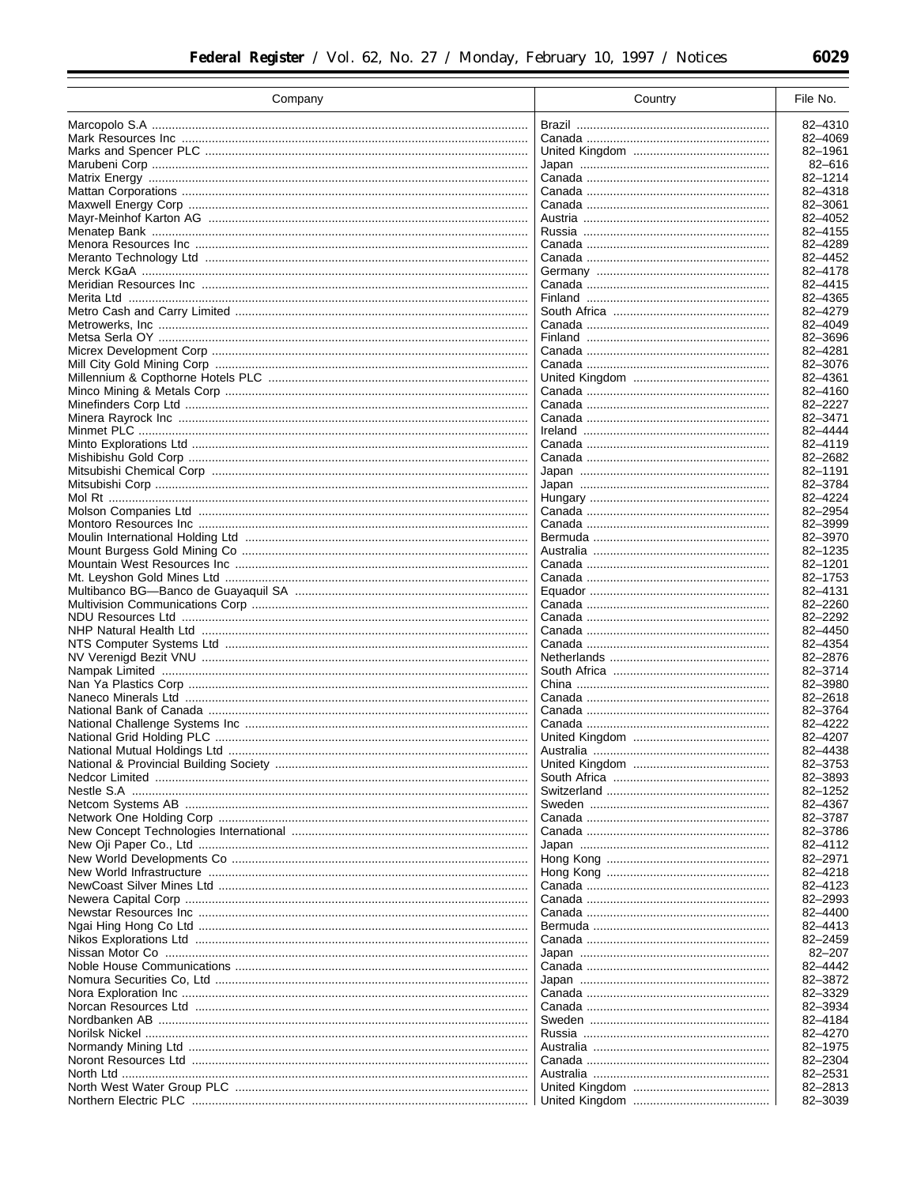| Company | Country | File No. |
|---|---|---|
| Marcopolo S.A | Brazil | 82–4310 |
| Mark Resources Inc | Canada | 82–4069 |
| Marks and Spencer PLC | United Kingdom | 82–1961 |
| Marubeni Corp | Japan | 82–616 |
| Matrix Energy | Canada | 82–1214 |
| Mattan Corporations | Canada | 82–4318 |
| Maxwell Energy Corp | Canada | 82–3061 |
| Mayr-Meinhof Karton AG | Austria | 82–4052 |
| Menatep Bank | Russia | 82–4155 |
| Menora Resources Inc | Canada | 82–4289 |
| Meranto Technology Ltd | Canada | 82–4452 |
| Merck KGaA | Germany | 82–4178 |
| Meridian Resources Inc | Canada | 82–4415 |
| Merita Ltd | Finland | 82–4365 |
| Metro Cash and Carry Limited | South Africa | 82–4279 |
| Metrowerks, Inc | Canada | 82–4049 |
| Metsa Serla OY | Finland | 82–3696 |
| Micrex Development Corp | Canada | 82–4281 |
| Mill City Gold Mining Corp | Canada | 82–3076 |
| Millennium & Copthorne Hotels PLC | United Kingdom | 82–4361 |
| Minco Mining & Metals Corp | Canada | 82–4160 |
| Minefinders Corp Ltd | Canada | 82–2227 |
| Minera Rayrock Inc | Canada | 82–3471 |
| Minmet PLC | Ireland | 82–4444 |
| Minto Explorations Ltd | Canada | 82–4119 |
| Mishibishu Gold Corp | Canada | 82–2682 |
| Mitsubishi Chemical Corp | Japan | 82–1191 |
| Mitsubishi Corp | Japan | 82–3784 |
| Mol Rt | Hungary | 82–4224 |
| Molson Companies Ltd | Canada | 82–2954 |
| Montoro Resources Inc | Canada | 82–3999 |
| Moulin International Holding Ltd | Bermuda | 82–3970 |
| Mount Burgess Gold Mining Co | Australia | 82–1235 |
| Mountain West Resources Inc | Canada | 82–1201 |
| Mt. Leyshon Gold Mines Ltd | Canada | 82–1753 |
| Multibanco BG—Banco de Guayaquil SA | Equador | 82–4131 |
| Multivision Communications Corp | Canada | 82–2260 |
| NDU Resources Ltd | Canada | 82–2292 |
| NHP Natural Health Ltd | Canada | 82–4450 |
| NTS Computer Systems Ltd | Canada | 82–4354 |
| NV Verenigd Bezit VNU | Netherlands | 82–2876 |
| Nampak Limited | South Africa | 82–3714 |
| Nan Ya Plastics Corp | China | 82–3980 |
| Naneco Minerals Ltd | Canada | 82–2618 |
| National Bank of Canada | Canada | 82–3764 |
| National Challenge Systems Inc | Canada | 82–4222 |
| National Grid Holding PLC | United Kingdom | 82–4207 |
| National Mutual Holdings Ltd | Australia | 82–4438 |
| National & Provincial Building Society | United Kingdom | 82–3753 |
| Nedcor Limited | South Africa | 82–3893 |
| Nestle S.A | Switzerland | 82–1252 |
| Netcom Systems AB | Sweden | 82–4367 |
| Network One Holding Corp | Canada | 82–3787 |
| New Concept Technologies International | Canada | 82–3786 |
| New Oji Paper Co., Ltd | Japan | 82–4112 |
| New World Developments Co | Hong Kong | 82–2971 |
| New World Infrastructure | Hong Kong | 82–4218 |
| NewCoast Silver Mines Ltd | Canada | 82–4123 |
| Newera Capital Corp | Canada | 82–2993 |
| Newstar Resources Inc | Canada | 82–4400 |
| Ngai Hing Hong Co Ltd | Bermuda | 82–4413 |
| Nikos Explorations Ltd | Canada | 82–2459 |
| Nissan Motor Co | Japan | 82–207 |
| Noble House Communications | Canada | 82–4442 |
| Nomura Securities Co, Ltd | Japan | 82–3872 |
| Nora Exploration Inc | Canada | 82–3329 |
| Norcan Resources Ltd | Canada | 82–3934 |
| Nordbanken AB | Sweden | 82–4184 |
| Norilsk Nickel | Russia | 82–4270 |
| Normandy Mining Ltd | Australia | 82–1975 |
| Noront Resources Ltd | Canada | 82–2304 |
| North Ltd | Australia | 82–2531 |
| North West Water Group PLC | United Kingdom | 82–2813 |
| Northern Electric PLC | United Kingdom | 82–3039 |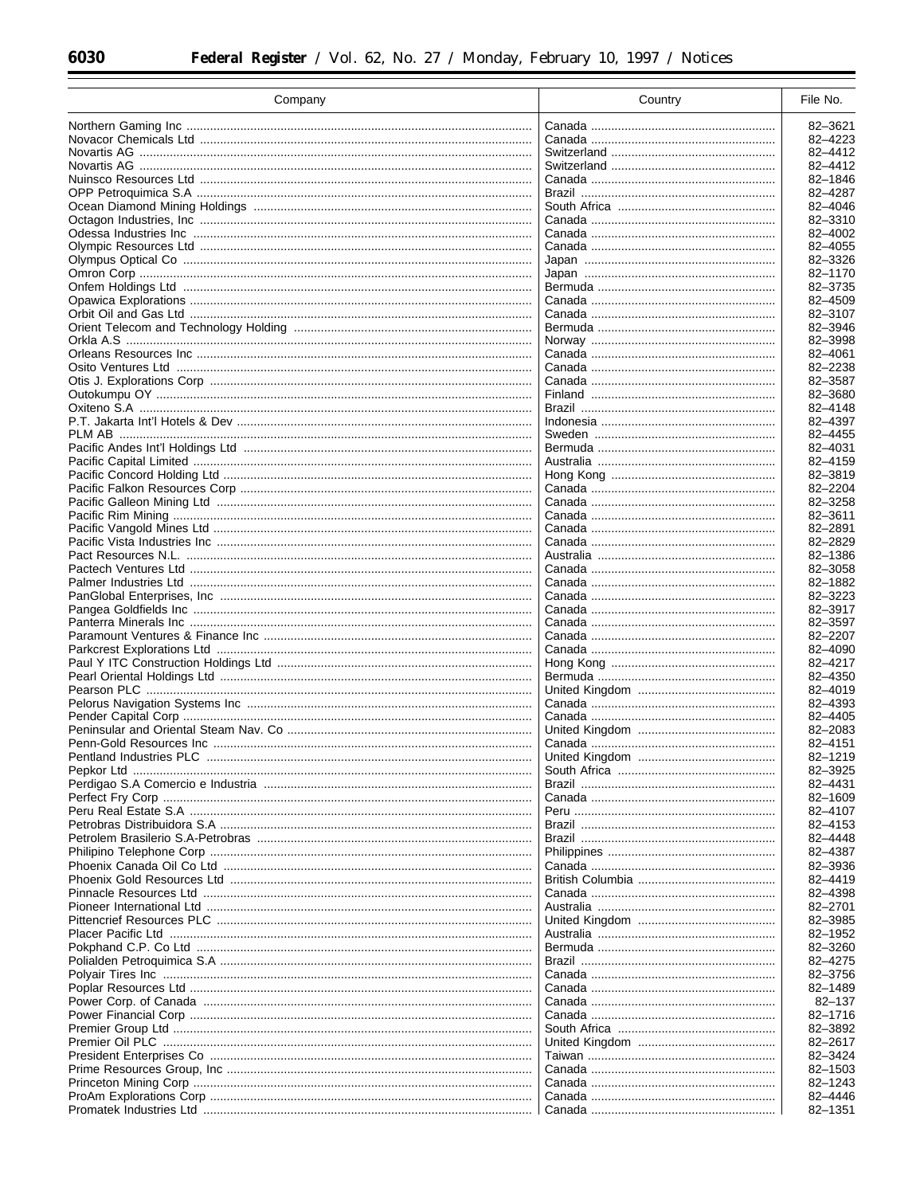| Company | Country | File No. |
|---|---|---|
| Northern Gaming Inc | Canada | 82–3621 |
| Novacor Chemicals Ltd | Canada | 82–4223 |
| Novartis AG | Switzerland | 82–4412 |
| Novartis AG | Switzerland | 82–4412 |
| Nuinsco Resources Ltd | Canada | 82–1846 |
| OPP Petroquimica S.A | Brazil | 82–4287 |
| Ocean Diamond Mining Holdings | South Africa | 82–4046 |
| Octagon Industries, Inc | Canada | 82–3310 |
| Odessa Industries Inc | Canada | 82–4002 |
| Olympic Resources Ltd | Canada | 82–4055 |
| Olympus Optical Co | Japan | 82–3326 |
| Omron Corp | Japan | 82–1170 |
| Onfem Holdings Ltd | Bermuda | 82–3735 |
| Opawica Explorations | Canada | 82–4509 |
| Orbit Oil and Gas Ltd | Canada | 82–3107 |
| Orient Telecom and Technology Holding | Bermuda | 82–3946 |
| Orkla A.S | Norway | 82–3998 |
| Orleans Resources Inc | Canada | 82–4061 |
| Osito Ventures Ltd | Canada | 82–2238 |
| Otis J. Explorations Corp | Canada | 82–3587 |
| Outokumpu OY | Finland | 82–3680 |
| Oxiteno S.A | Brazil | 82–4148 |
| P.T. Jakarta Int'l Hotels & Dev | Indonesia | 82–4397 |
| PLM AB | Sweden | 82–4455 |
| Pacific Andes Int'l Holdings Ltd | Bermuda | 82–4031 |
| Pacific Capital Limited | Australia | 82–4159 |
| Pacific Concord Holding Ltd | Hong Kong | 82–3819 |
| Pacific Falkon Resources Corp | Canada | 82–2204 |
| Pacific Galleon Mining Ltd | Canada | 82–3258 |
| Pacific Rim Mining | Canada | 82–3611 |
| Pacific Vangold Mines Ltd | Canada | 82–2891 |
| Pacific Vista Industries Inc | Canada | 82–2829 |
| Pact Resources N.L. | Australia | 82–1386 |
| Pactech Ventures Ltd | Canada | 82–3058 |
| Palmer Industries Ltd | Canada | 82–1882 |
| PanGlobal Enterprises, Inc | Canada | 82–3223 |
| Pangea Goldfields Inc | Canada | 82–3917 |
| Panterra Minerals Inc | Canada | 82–3597 |
| Paramount Ventures & Finance Inc | Canada | 82–2207 |
| Parkcrest Explorations Ltd | Canada | 82–4090 |
| Paul Y ITC Construction Holdings Ltd | Hong Kong | 82–4217 |
| Pearl Oriental Holdings Ltd | Bermuda | 82–4350 |
| Pearson PLC | United Kingdom | 82–4019 |
| Pelorus Navigation Systems Inc | Canada | 82–4393 |
| Pender Capital Corp | Canada | 82–4405 |
| Peninsular and Oriental Steam Nav. Co | United Kingdom | 82–2083 |
| Penn-Gold Resources Inc | Canada | 82–4151 |
| Pentland Industries PLC | United Kingdom | 82–1219 |
| Pepkor Ltd | South Africa | 82–3925 |
| Perdigao S.A Comercio e Industria | Brazil | 82–4431 |
| Perfect Fry Corp | Canada | 82–1609 |
| Peru Real Estate S.A | Peru | 82–4107 |
| Petrobras Distribuidora S.A | Brazil | 82–4153 |
| Petrolem Brasilerio S.A-Petrobras | Brazil | 82–4448 |
| Philipino Telephone Corp | Philippines | 82–4387 |
| Phoenix Canada Oil Co Ltd | Canada | 82–3936 |
| Phoenix Gold Resources Ltd | British Columbia | 82–4419 |
| Pinnacle Resources Ltd | Canada | 82–4398 |
| Pioneer International Ltd | Australia | 82–2701 |
| Pittencrief Resources PLC | United Kingdom | 82–3985 |
| Placer Pacific Ltd | Australia | 82–1952 |
| Pokphand C.P. Co Ltd | Bermuda | 82–3260 |
| Polialden Petroquimica S.A | Brazil | 82–4275 |
| Polyair Tires Inc | Canada | 82–3756 |
| Poplar Resources Ltd | Canada | 82–1489 |
| Power Corp. of Canada | Canada | 82–137 |
| Power Financial Corp | Canada | 82–1716 |
| Premier Group Ltd | South Africa | 82–3892 |
| Premier Oil PLC | United Kingdom | 82–2617 |
| President Enterprises Co | Taiwan | 82–3424 |
| Prime Resources Group, Inc | Canada | 82–1503 |
| Princeton Mining Corp | Canada | 82–1243 |
| ProAm Explorations Corp | Canada | 82–4446 |
| Promatek Industries Ltd | Canada | 82–1351 |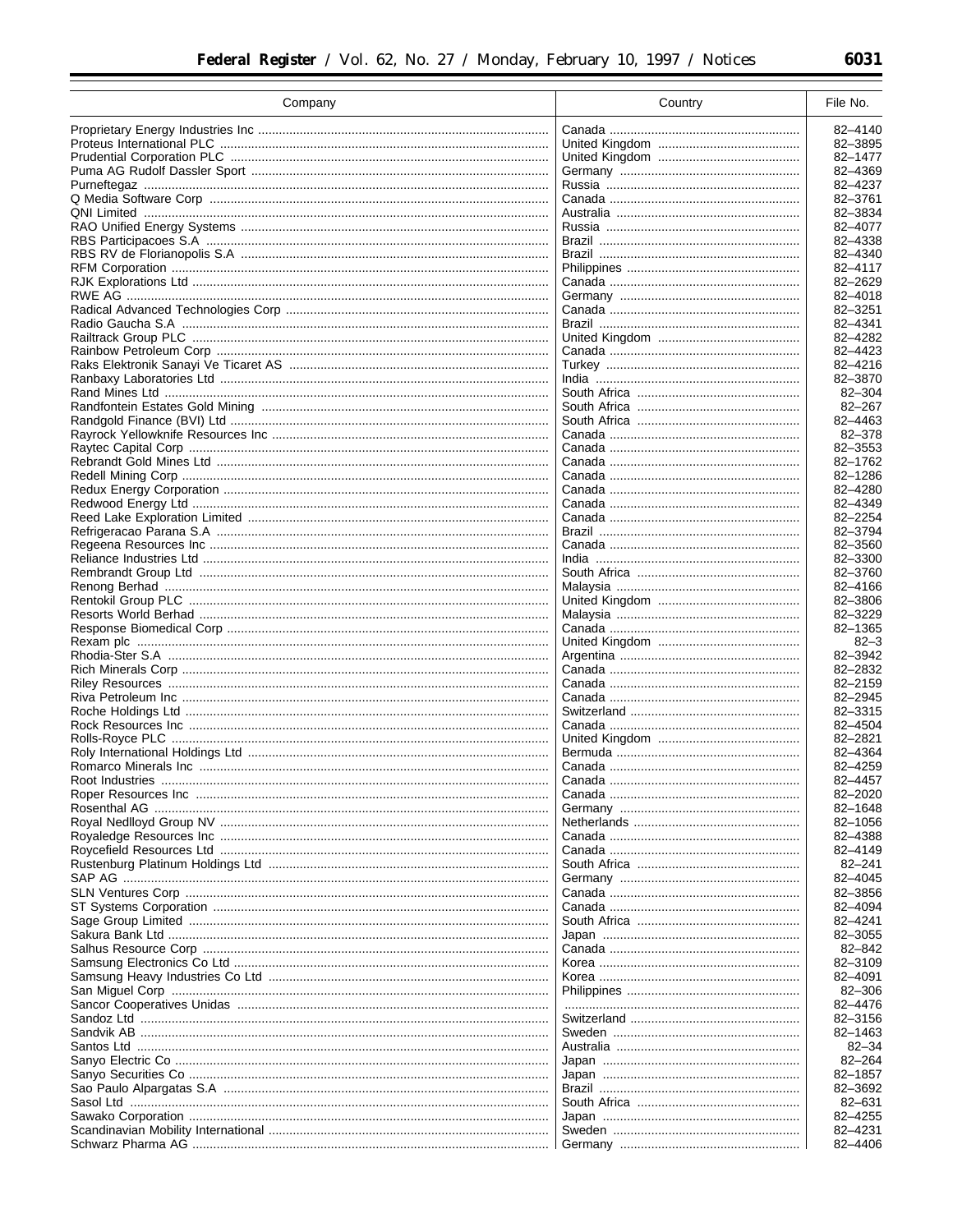| Company | Country | File No. |
|---|---|---|
| Proprietary Energy Industries Inc | Canada | 82–4140 |
| Proteus International PLC | United Kingdom | 82–3895 |
| Prudential Corporation PLC | United Kingdom | 82–1477 |
| Puma AG Rudolf Dassler Sport | Germany | 82–4369 |
| Purneftegaz | Russia | 82–4237 |
| Q Media Software Corp | Canada | 82–3761 |
| QNI Limited | Australia | 82–3834 |
| RAO Unified Energy Systems | Russia | 82–4077 |
| RBS Participacoes S.A | Brazil | 82–4338 |
| RBS RV de Florianopolis S.A | Brazil | 82–4340 |
| RFM Corporation | Philippines | 82–4117 |
| RJK Explorations Ltd | Canada | 82–2629 |
| RWE AG | Germany | 82–4018 |
| Radical Advanced Technologies Corp | Canada | 82–3251 |
| Radio Gaucha S.A | Brazil | 82–4341 |
| Railtrack Group PLC | United Kingdom | 82–4282 |
| Rainbow Petroleum Corp | Canada | 82–4423 |
| Raks Elektronik Sanayi Ve Ticaret AS | Turkey | 82–4216 |
| Ranbaxy Laboratories Ltd | India | 82–3870 |
| Rand Mines Ltd | South Africa | 82–304 |
| Randfontein Estates Gold Mining | South Africa | 82–267 |
| Randgold Finance (BVI) Ltd | South Africa | 82–4463 |
| Rayrock Yellowknife Resources Inc | Canada | 82–378 |
| Raytec Capital Corp | Canada | 82–3553 |
| Rebrandt Gold Mines Ltd | Canada | 82–1762 |
| Redell Mining Corp | Canada | 82–1286 |
| Redux Energy Corporation | Canada | 82–4280 |
| Redwood Energy Ltd | Canada | 82–4349 |
| Reed Lake Exploration Limited | Canada | 82–2254 |
| Refrigeracao Parana S.A | Brazil | 82–3794 |
| Regeena Resources Inc | Canada | 82–3560 |
| Reliance Industries Ltd | India | 82–3300 |
| Rembrandt Group Ltd | South Africa | 82–3760 |
| Renong Berhad | Malaysia | 82–4166 |
| Rentokil Group PLC | United Kingdom | 82–3806 |
| Resorts World Berhad | Malaysia | 82–3229 |
| Response Biomedical Corp | Canada | 82–1365 |
| Rexam plc | United Kingdom | 82–3 |
| Rhodia-Ster S.A | Argentina | 82–3942 |
| Rich Minerals Corp | Canada | 82–2832 |
| Riley Resources | Canada | 82–2159 |
| Riva Petroleum Inc | Canada | 82–2945 |
| Roche Holdings Ltd | Switzerland | 82–3315 |
| Rock Resources Inc | Canada | 82–4504 |
| Rolls-Royce PLC | United Kingdom | 82–2821 |
| Roly International Holdings Ltd | Bermuda | 82–4364 |
| Romarco Minerals Inc | Canada | 82–4259 |
| Root Industries | Canada | 82–4457 |
| Roper Resources Inc | Canada | 82–2020 |
| Rosenthal AG | Germany | 82–1648 |
| Royal Nedlloyd Group NV | Netherlands | 82–1056 |
| Royaledge Resources Inc | Canada | 82–4388 |
| Roycefield Resources Ltd | Canada | 82–4149 |
| Rustenburg Platinum Holdings Ltd | South Africa | 82–241 |
| SAP AG | Germany | 82–4045 |
| SLN Ventures Corp | Canada | 82–3856 |
| ST Systems Corporation | Canada | 82–4094 |
| Sage Group Limited | South Africa | 82–4241 |
| Sakura Bank Ltd | Japan | 82–3055 |
| Salhus Resource Corp | Canada | 82–842 |
| Samsung Electronics Co Ltd | Korea | 82–3109 |
| Samsung Heavy Industries Co Ltd | Korea | 82–4091 |
| San Miguel Corp | Philippines | 82–306 |
| Sancor Cooperatives Unidas | | 82–4476 |
| Sandoz Ltd | Switzerland | 82–3156 |
| Sandvik AB | Sweden | 82–1463 |
| Santos Ltd | Australia | 82–34 |
| Sanyo Electric Co | Japan | 82–264 |
| Sanyo Securities Co | Japan | 82–1857 |
| Sao Paulo Alpargatas S.A | Brazil | 82–3692 |
| Sasol Ltd | South Africa | 82–631 |
| Sawako Corporation | Japan | 82–4255 |
| Scandinavian Mobility International | Sweden | 82–4231 |
| Schwarz Pharma AG | Germany | 82–4406 |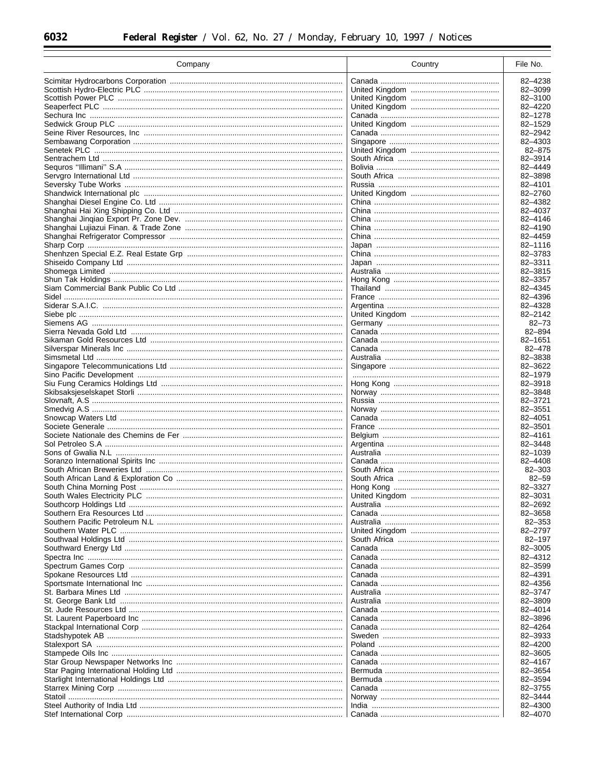| Company | Country | File No. |
|---|---|---|
| Scimitar Hydrocarbons Corporation | Canada | 82–4238 |
| Scottish Hydro-Electric PLC | United Kingdom | 82–3099 |
| Scottish Power PLC | United Kingdom | 82–3100 |
| Seaperfect PLC | United Kingdom | 82–4220 |
| Sechura Inc | Canada | 82–1278 |
| Sedwick Group PLC | United Kingdom | 82–1529 |
| Seine River Resources, Inc | Canada | 82–2942 |
| Sembawang Corporation | Singapore | 82–4303 |
| Senetek PLC | United Kingdom | 82–875 |
| Sentrachem Ltd | South Africa | 82–3914 |
| Sequros "Illimani" S.A | Bolivia | 82–4449 |
| Servgro International Ltd | South Africa | 82–3898 |
| Seversky Tube Works | Russia | 82–4101 |
| Shandwick International plc | United Kingdom | 82–2760 |
| Shanghai Diesel Engine Co. Ltd | China | 82–4382 |
| Shanghai Hai Xing Shipping Co. Ltd | China | 82–4037 |
| Shanghai Jinqiao Export Pr. Zone Dev. | China | 82–4146 |
| Shanghai Lujiazui Finan. & Trade Zone | China | 82–4190 |
| Shanghai Refrigerator Compressor | China | 82–4459 |
| Sharp Corp | Japan | 82–1116 |
| Shenhzen Special E.Z. Real Estate Grp | China | 82–3783 |
| Shiseido Company Ltd | Japan | 82–3311 |
| Shomega Limited | Australia | 82–3815 |
| Shun Tak Holdings | Hong Kong | 82–3357 |
| Siam Commercial Bank Public Co Ltd | Thailand | 82–4345 |
| Sidel | France | 82–4396 |
| Siderar S.A.I.C. | Argentina | 82–4328 |
| Siebe plc | United Kingdom | 82–2142 |
| Siemens AG | Germany | 82–73 |
| Sierra Nevada Gold Ltd | Canada | 82–894 |
| Sikaman Gold Resources Ltd | Canada | 82–1651 |
| Silverspar Minerals Inc | Canada | 82–478 |
| Simsmetal Ltd | Australia | 82–3838 |
| Singapore Telecommunications Ltd | Singapore | 82–3622 |
| Sino Pacific Development | | 82–1979 |
| Siu Fung Ceramics Holdings Ltd | Hong Kong | 82–3918 |
| Skibsaksjeselskapet Storli | Norway | 82–3848 |
| Slovnaft, A.S | Russia | 82–3721 |
| Smedvig A.S | Norway | 82–3551 |
| Snowcap Waters Ltd | Canada | 82–4051 |
| Societe Generale | France | 82–3501 |
| Societe Nationale des Chemins de Fer | Belgium | 82–4161 |
| Sol Petroleo S.A | Argentina | 82–3448 |
| Sons of Gwalia N.L | Australia | 82–1039 |
| Soranzo International Spirits Inc | Canada | 82–4408 |
| South African Breweries Ltd | South Africa | 82–303 |
| South African Land & Exploration Co | South Africa | 82–59 |
| South China Morning Post | Hong Kong | 82–3327 |
| South Wales Electricity PLC | United Kingdom | 82–3031 |
| Southcorp Holdings Ltd | Australia | 82–2692 |
| Southern Era Resources Ltd | Canada | 82–3658 |
| Southern Pacific Petroleum N.L | Australia | 82–353 |
| Southern Water PLC | United Kingdom | 82–2797 |
| Southvaal Holdings Ltd | South Africa | 82–197 |
| Southward Energy Ltd | Canada | 82–3005 |
| Spectra Inc | Canada | 82–4312 |
| Spectrum Games Corp | Canada | 82–3599 |
| Spokane Resources Ltd | Canada | 82–4391 |
| Sportsmate International Inc | Canada | 82–4356 |
| St. Barbara Mines Ltd | Australia | 82–3747 |
| St. George Bank Ltd | Australia | 82–3809 |
| St. Jude Resources Ltd | Canada | 82–4014 |
| St. Laurent Paperboard Inc | Canada | 82–3896 |
| Stackpal International Corp | Canada | 82–4264 |
| Stadshypotek AB | Sweden | 82–3933 |
| Stalexport SA | Poland | 82–4200 |
| Stampede Oils Inc | Canada | 82–3605 |
| Star Group Newspaper Networks Inc | Canada | 82–4167 |
| Star Paging International Holding Ltd | Bermuda | 82–3654 |
| Starlight International Holdings Ltd | Bermuda | 82–3594 |
| Starrex Mining Corp | Canada | 82–3755 |
| Statoil | Norway | 82–3444 |
| Steel Authority of India Ltd | India | 82–4300 |
| Stef International Corp | Canada | 82–4070 |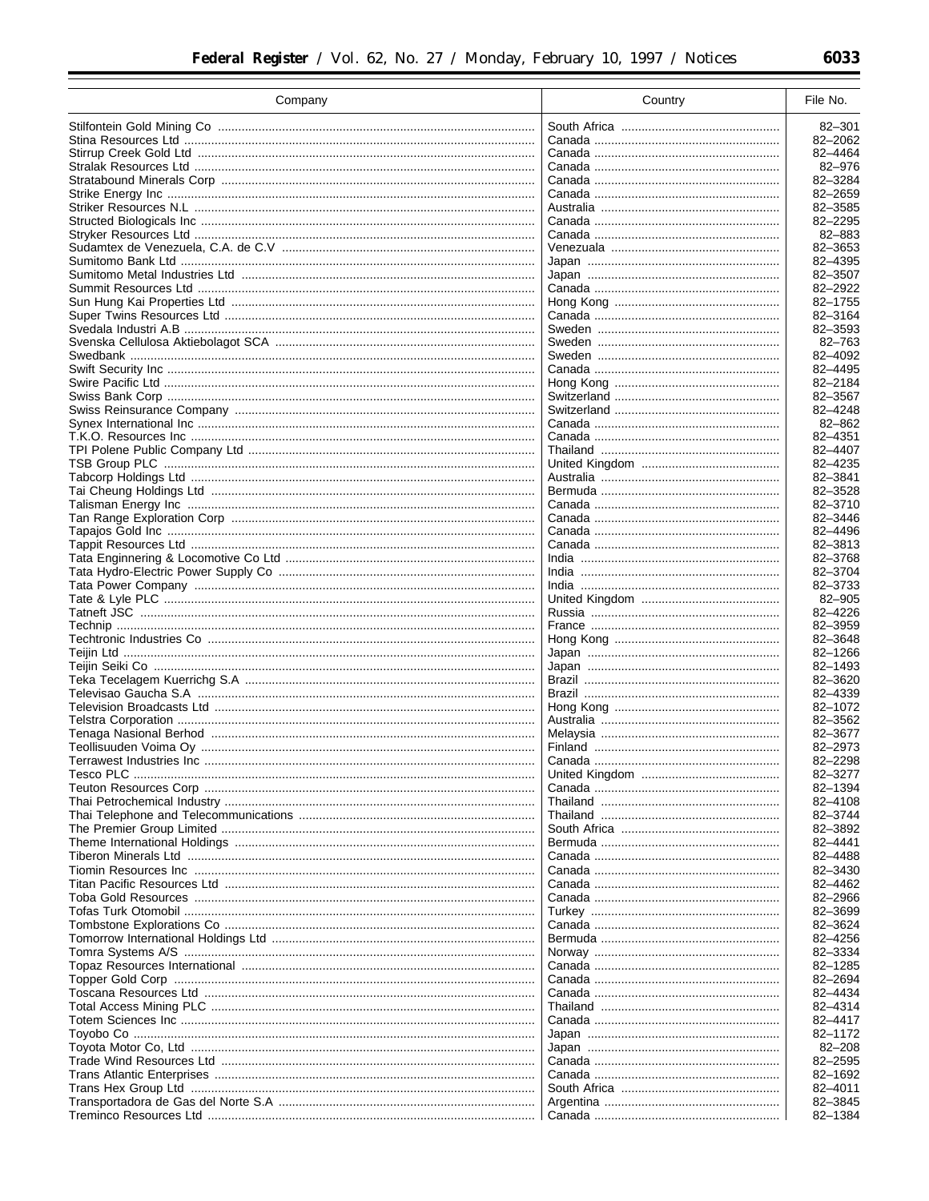| Company | Country | File No. |
| --- | --- | --- |
| Stilfontein Gold Mining Co | South Africa | 82–301 |
| Stina Resources Ltd | Canada | 82–2062 |
| Stirrup Creek Gold Ltd | Canada | 82–4464 |
| Stralak Resources Ltd | Canada | 82–976 |
| Stratabound Minerals Corp | Canada | 82–3284 |
| Strike Energy Inc | Canada | 82–2659 |
| Striker Resources N.L | Australia | 82–3585 |
| Structed Biologicals Inc | Canada | 82–2295 |
| Stryker Resources Ltd | Canada | 82–883 |
| Sudamtex de Venezuela, C.A. de C.V | Venezuala | 82–3653 |
| Sumitomo Bank Ltd | Japan | 82–4395 |
| Sumitomo Metal Industries Ltd | Japan | 82–3507 |
| Summit Resources Ltd | Canada | 82–2922 |
| Sun Hung Kai Properties Ltd | Hong Kong | 82–1755 |
| Super Twins Resources Ltd | Canada | 82–3164 |
| Svedala Industri A.B | Sweden | 82–3593 |
| Svenska Cellulosa Aktiebolagot SCA | Sweden | 82–763 |
| Swedbank | Sweden | 82–4092 |
| Swift Security Inc | Canada | 82–4495 |
| Swire Pacific Ltd | Hong Kong | 82–2184 |
| Swiss Bank Corp | Switzerland | 82–3567 |
| Swiss Reinsurance Company | Switzerland | 82–4248 |
| Synex International Inc | Canada | 82–862 |
| T.K.O. Resources Inc | Canada | 82–4351 |
| TPI Polene Public Company Ltd | Thailand | 82–4407 |
| TSB Group PLC | United Kingdom | 82–4235 |
| Tabcorp Holdings Ltd | Australia | 82–3841 |
| Tai Cheung Holdings Ltd | Bermuda | 82–3528 |
| Talisman Energy Inc | Canada | 82–3710 |
| Tan Range Exploration Corp | Canada | 82–3446 |
| Tapajos Gold Inc | Canada | 82–4496 |
| Tappit Resources Ltd | Canada | 82–3813 |
| Tata Enginnering & Locomotive Co Ltd | India | 82–3768 |
| Tata Hydro-Electric Power Supply Co | India | 82–3704 |
| Tata Power Company | India | 82–3733 |
| Tate & Lyle PLC | United Kingdom | 82–905 |
| Tatneft JSC | Russia | 82–4226 |
| Technip | France | 82–3959 |
| Techtronic Industries Co | Hong Kong | 82–3648 |
| Teijin Ltd | Japan | 82–1266 |
| Teijin Seiki Co | Japan | 82–1493 |
| Teka Tecelagem Kuerrichg S.A | Brazil | 82–3620 |
| Televisao Gaucha S.A | Brazil | 82–4339 |
| Television Broadcasts Ltd | Hong Kong | 82–1072 |
| Telstra Corporation | Australia | 82–3562 |
| Tenaga Nasional Berhod | Melaysia | 82–3677 |
| Teollisuuden Voima Oy | Finland | 82–2973 |
| Terrawest Industries Inc | Canada | 82–2298 |
| Tesco PLC | United Kingdom | 82–3277 |
| Teuton Resources Corp | Canada | 82–1394 |
| Thai Petrochemical Industry | Thailand | 82–4108 |
| Thai Telephone and Telecommunications | Thailand | 82–3744 |
| The Premier Group Limited | South Africa | 82–3892 |
| Theme International Holdings | Bermuda | 82–4441 |
| Tiberon Minerals Ltd | Canada | 82–4488 |
| Tiomin Resources Inc | Canada | 82–3430 |
| Titan Pacific Resources Ltd | Canada | 82–4462 |
| Toba Gold Resources | Canada | 82–2966 |
| Tofas Turk Otomobil | Turkey | 82–3699 |
| Tombstone Explorations Co | Canada | 82–3624 |
| Tomorrow International Holdings Ltd | Bermuda | 82–4256 |
| Tomra Systems A/S | Norway | 82–3334 |
| Topaz Resources International | Canada | 82–1285 |
| Topper Gold Corp | Canada | 82–2694 |
| Toscana Resources Ltd | Canada | 82–4434 |
| Total Access Mining PLC | Thailand | 82–4314 |
| Totem Sciences Inc | Canada | 82–4417 |
| Toyobo Co | Japan | 82–1172 |
| Toyota Motor Co, Ltd | Japan | 82–208 |
| Trade Wind Resources Ltd | Canada | 82–2595 |
| Trans Atlantic Enterprises | Canada | 82–1692 |
| Trans Hex Group Ltd | South Africa | 82–4011 |
| Transportadora de Gas del Norte S.A | Argentina | 82–3845 |
| Treminco Resources Ltd | Canada | 82–1384 |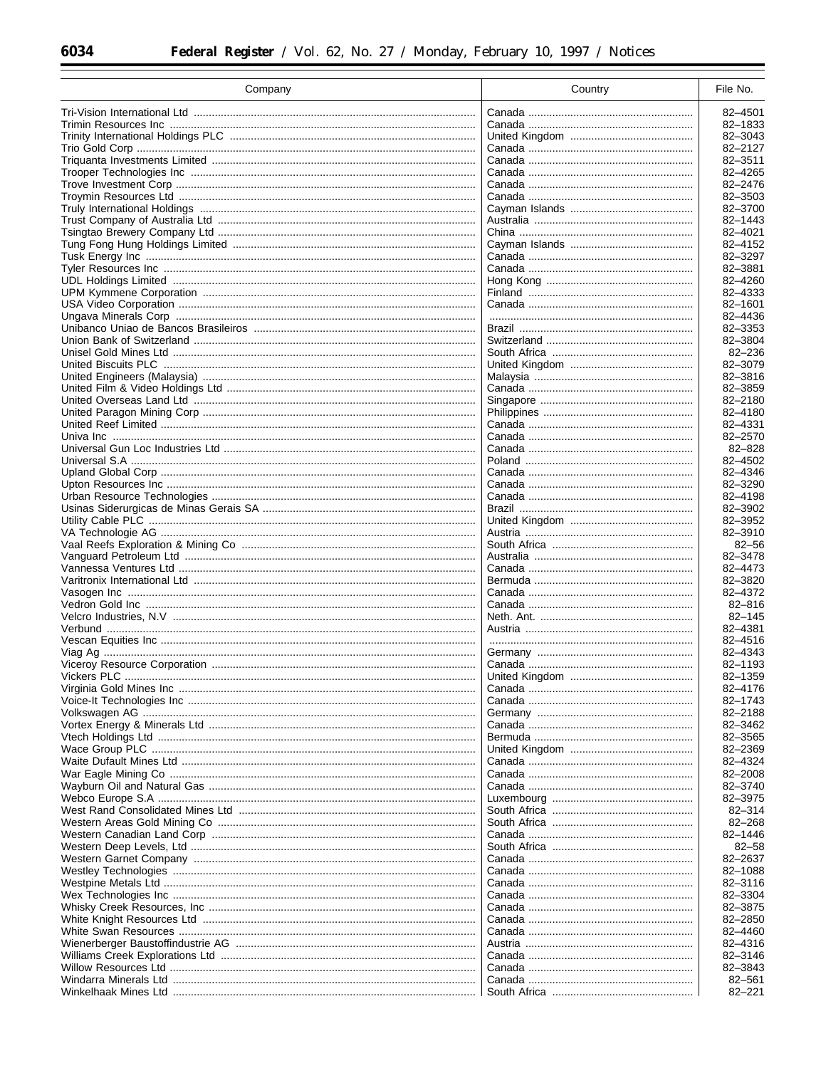| Company | Country | File No. |
|---|---|---|
| Tri-Vision International Ltd | Canada | 82–4501 |
| Trimin Resources Inc | Canada | 82–1833 |
| Trinity International Holdings PLC | United Kingdom | 82–3043 |
| Trio Gold Corp | Canada | 82–2127 |
| Triquanta Investments Limited | Canada | 82–3511 |
| Trooper Technologies Inc | Canada | 82–4265 |
| Trove Investment Corp | Canada | 82–2476 |
| Troymin Resources Ltd | Canada | 82–3503 |
| Truly International Holdings | Cayman Islands | 82–3700 |
| Trust Company of Australia Ltd | Australia | 82–1443 |
| Tsingtao Brewery Company Ltd | China | 82–4021 |
| Tung Fong Hung Holdings Limited | Cayman Islands | 82–4152 |
| Tusk Energy Inc | Canada | 82–3297 |
| Tyler Resources Inc | Canada | 82–3881 |
| UDL Holdings Limited | Hong Kong | 82–4260 |
| UPM Kymmene Corporation | Finland | 82–4333 |
| USA Video Corporation | Canada | 82–1601 |
| Ungava Minerals Corp | | 82–4436 |
| Unibanco Uniao de Bancos Brasileiros | Brazil | 82–3353 |
| Union Bank of Switzerland | Switzerland | 82–3804 |
| Unisel Gold Mines Ltd | South Africa | 82–236 |
| United Biscuits PLC | United Kingdom | 82–3079 |
| United Engineers (Malaysia) | Malaysia | 82–3816 |
| United Film & Video Holdings Ltd | Canada | 82–3859 |
| United Overseas Land Ltd | Singapore | 82–2180 |
| United Paragon Mining Corp | Philippines | 82–4180 |
| United Reef Limited | Canada | 82–4331 |
| Univa Inc | Canada | 82–2570 |
| Universal Gun Loc Industries Ltd | Canada | 82–828 |
| Universal S.A | Poland | 82–4502 |
| Upland Global Corp | Canada | 82–4346 |
| Upton Resources Inc | Canada | 82–3290 |
| Urban Resource Technologies | Canada | 82–4198 |
| Usinas Siderurgicas de Minas Gerais SA | Brazil | 82–3902 |
| Utility Cable PLC | United Kingdom | 82–3952 |
| VA Technologie AG | Austria | 82–3910 |
| Vaal Reefs Exploration & Mining Co | South Africa | 82–56 |
| Vanguard Petroleum Ltd | Australia | 82–3478 |
| Vannessa Ventures Ltd | Canada | 82–4473 |
| Varitronix International Ltd | Bermuda | 82–3820 |
| Vasogen Inc | Canada | 82–4372 |
| Vedron Gold Inc | Canada | 82–816 |
| Velcro Industries, N.V | Neth. Ant. | 82–145 |
| Verbund | Austria | 82–4381 |
| Vescan Equities Inc | | 82–4516 |
| Viag Ag | Germany | 82–4343 |
| Viceroy Resource Corporation | Canada | 82–1193 |
| Vickers PLC | United Kingdom | 82–1359 |
| Virginia Gold Mines Inc | Canada | 82–4176 |
| Voice-It Technologies Inc | Canada | 82–1743 |
| Volkswagen AG | Germany | 82–2188 |
| Vortex Energy & Minerals Ltd | Canada | 82–3462 |
| Vtech Holdings Ltd | Bermuda | 82–3565 |
| Wace Group PLC | United Kingdom | 82–2369 |
| Waite Dufault Mines Ltd | Canada | 82–4324 |
| War Eagle Mining Co | Canada | 82–2008 |
| Wayburn Oil and Natural Gas | Canada | 82–3740 |
| Webco Europe S.A | Luxembourg | 82–3975 |
| West Rand Consolidated Mines Ltd | South Africa | 82–314 |
| Western Areas Gold Mining Co | South Africa | 82–268 |
| Western Canadian Land Corp | Canada | 82–1446 |
| Western Deep Levels, Ltd | South Africa | 82–58 |
| Western Garnet Company | Canada | 82–2637 |
| Westley Technologies | Canada | 82–1088 |
| Westpine Metals Ltd | Canada | 82–3116 |
| Wex Technologies Inc | Canada | 82–3304 |
| Whisky Creek Resources, Inc | Canada | 82–3875 |
| White Knight Resources Ltd | Canada | 82–2850 |
| White Swan Resources | Canada | 82–4460 |
| Wienerberger Baustoffindustrie AG | Austria | 82–4316 |
| Williams Creek Explorations Ltd | Canada | 82–3146 |
| Willow Resources Ltd | Canada | 82–3843 |
| Windarra Minerals Ltd | Canada | 82–561 |
| Winkelhaak Mines Ltd | South Africa | 82–221 |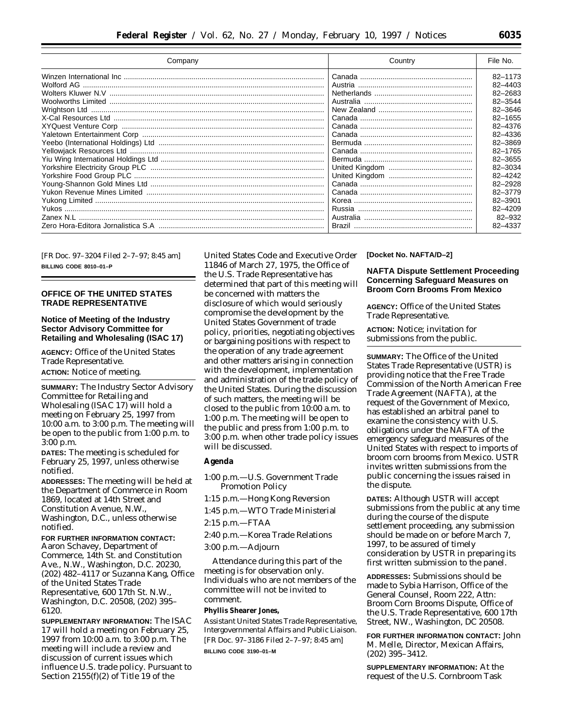| Company | Country | File No. |
| --- | --- | --- |
| Winzen International Inc | Canada | 82–1173 |
| Wolford AG | Austria | 82–4403 |
| Wolters Kluwer N.V | Netherlands | 82–2683 |
| Woolworths Limited | Australia | 82–3544 |
| Wrightson Ltd | New Zealand | 82–3646 |
| X-Cal Resources Ltd | Canada | 82–1655 |
| XYQuest Venture Corp | Canada | 82–4376 |
| Yaletown Entertainment Corp | Canada | 82–4336 |
| Yeebo (International Holdings) Ltd | Bermuda | 82–3869 |
| Yellowjack Resources Ltd | Canada | 82–1765 |
| Yiu Wing International Holdings Ltd | Bermuda | 82–3655 |
| Yorkshire Electricity Group PLC | United Kingdom | 82–3034 |
| Yorkshire Food Group PLC | United Kingdom | 82–4242 |
| Young-Shannon Gold Mines Ltd | Canada | 82–2928 |
| Yukon Revenue Mines Limited | Canada | 82–3779 |
| Yukong Limited | Korea | 82–3901 |
| Yukos | Russia | 82–4209 |
| Zanex N.L | Australia | 82–932 |
| Zero Hora-Editora Jornalistica S.A | Brazil | 82–4337 |

[FR Doc. 97–3204 Filed 2–7–97; 8:45 am]

**BILLING CODE 8010–01–P**

## OFFICE OF THE UNITED STATES TRADE REPRESENTATIVE

### Notice of Meeting of the Industry Sector Advisory Committee for Retailing and Wholesaling (ISAC 17)

**AGENCY:** Office of the United States Trade Representative.

**ACTION:** Notice of meeting.

**SUMMARY:** The Industry Sector Advisory Committee for Retailing and Wholesaling (ISAC 17) will hold a meeting on February 25, 1997 from 10:00 a.m. to 3:00 p.m. The meeting will be open to the public from 1:00 p.m. to 3:00 p.m.

**DATES:** The meeting is scheduled for February 25, 1997, unless otherwise notified.

**ADDRESSES:** The meeting will be held at the Department of Commerce in Room 1869, located at 14th Street and Constitution Avenue, N.W., Washington, D.C., unless otherwise notified.

**FOR FURTHER INFORMATION CONTACT:** Aaron Schavey, Department of Commerce, 14th St. and Constitution Ave., N.W., Washington, D.C. 20230, (202) 482–4117 or Suzanna Kang, Office of the United States Trade Representative, 600 17th St. N.W., Washington, D.C. 20508, (202) 395–6120.

**SUPPLEMENTARY INFORMATION:** The ISAC 17 will hold a meeting on February 25, 1997 from 10:00 a.m. to 3:00 p.m. The meeting will include a review and discussion of current issues which influence U.S. trade policy. Pursuant to Section 2155(f)(2) of Title 19 of the United States Code and Executive Order 11846 of March 27, 1975, the Office of the U.S. Trade Representative has determined that part of this meeting will be concerned with matters the disclosure of which would seriously compromise the development by the United States Government of trade policy, priorities, negotiating objectives or bargaining positions with respect to the operation of any trade agreement and other matters arising in connection with the development, implementation and administration of the trade policy of the United States. During the discussion of such matters, the meeting will be closed to the public from 10:00 a.m. to 1:00 p.m. The meeting will be open to the public and press from 1:00 p.m. to 3:00 p.m. when other trade policy issues will be discussed.

**Agenda**

- 1:00 p.m.—U.S. Government Trade Promotion Policy
- 1:15 p.m.—Hong Kong Reversion
- 1:45 p.m.—WTO Trade Ministerial
- 2:15 p.m.—FTAA
- 2:40 p.m.—Korea Trade Relations
- 3:00 p.m.—Adjourn

Attendance during this part of the meeting is for observation only. Individuals who are not members of the committee will not be invited to comment.

**Phyllis Shearer Jones,**

*Assistant United States Trade Representative, Intergovernmental Affairs and Public Liaison.*

[FR Doc. 97–3186 Filed 2–7–97; 8:45 am]

**BILLING CODE 3190–01–M**

**[Docket No. NAFTA/D–2]**

### NAFTA Dispute Settlement Proceeding Concerning Safeguard Measures on Broom Corn Brooms From Mexico

**AGENCY:** Office of the United States Trade Representative.

**ACTION:** Notice; invitation for submissions from the public.

**SUMMARY:** The Office of the United States Trade Representative (USTR) is providing notice that the Free Trade Commission of the North American Free Trade Agreement (NAFTA), at the request of the Government of Mexico, has established an arbitral panel to examine the consistency with U.S. obligations under the NAFTA of the emergency safeguard measures of the United States with respect to imports of broom corn brooms from Mexico. USTR invites written submissions from the public concerning the issues raised in the dispute.

**DATES:** Although USTR will accept submissions from the public at any time during the course of the dispute settlement proceeding, any submission should be made on or before March 7, 1997, to be assured of timely consideration by USTR in preparing its first written submission to the panel.

**ADDRESSES:** Submissions should be made to Sybia Harrison, Office of the General Counsel, Room 222, Attn: Broom Corn Brooms Dispute, Office of the U.S. Trade Representative, 600 17th Street, NW., Washington, DC 20508.

**FOR FURTHER INFORMATION CONTACT:** John M. Melle, Director, Mexican Affairs, (202) 395–3412.

**SUPPLEMENTARY INFORMATION:** At the request of the U.S. Cornbroom Task